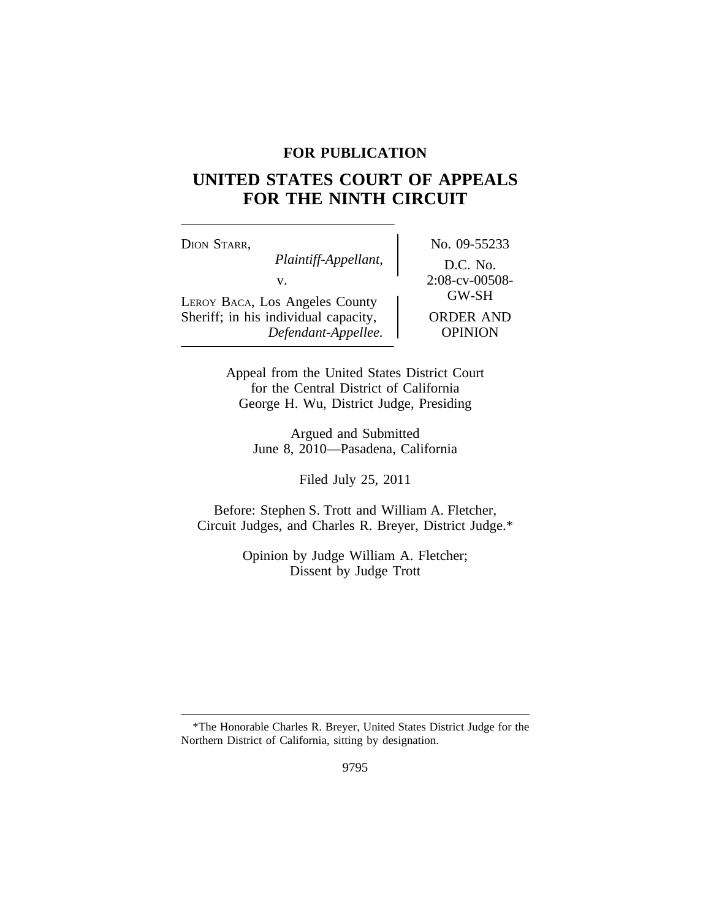**FOR PUBLICATION**

# UNITED STATES COURT OF APPEALS FOR THE NINTH CIRCUIT

| | |
|---|---|
| DION STARR, *Plaintiff-Appellant,* v. LEROY BACA, Los Angeles County Sheriff; in his individual capacity, *Defendant-Appellee.* | No. 09-55233 D.C. No. 2:08-cv-00508-GW-SH ORDER AND OPINION |

Appeal from the United States District Court for the Central District of California George H. Wu, District Judge, Presiding

Argued and Submitted June 8, 2010—Pasadena, California

Filed July 25, 2011

Before: Stephen S. Trott and William A. Fletcher, Circuit Judges, and Charles R. Breyer, District Judge.*

Opinion by Judge William A. Fletcher; Dissent by Judge Trott

---

*The Honorable Charles R. Breyer, United States District Judge for the Northern District of California, sitting by designation.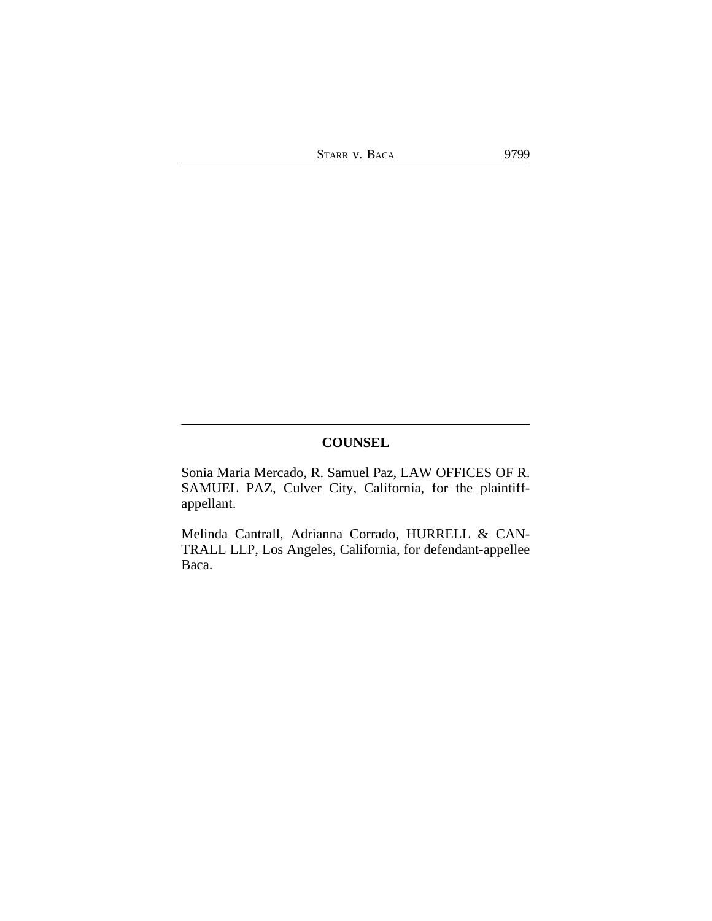## COUNSEL

Sonia Maria Mercado, R. Samuel Paz, LAW OFFICES OF R. SAMUEL PAZ, Culver City, California, for the plaintiff-appellant.

Melinda Cantrall, Adrianna Corrado, HURRELL & CANTRALL LLP, Los Angeles, California, for defendant-appellee Baca.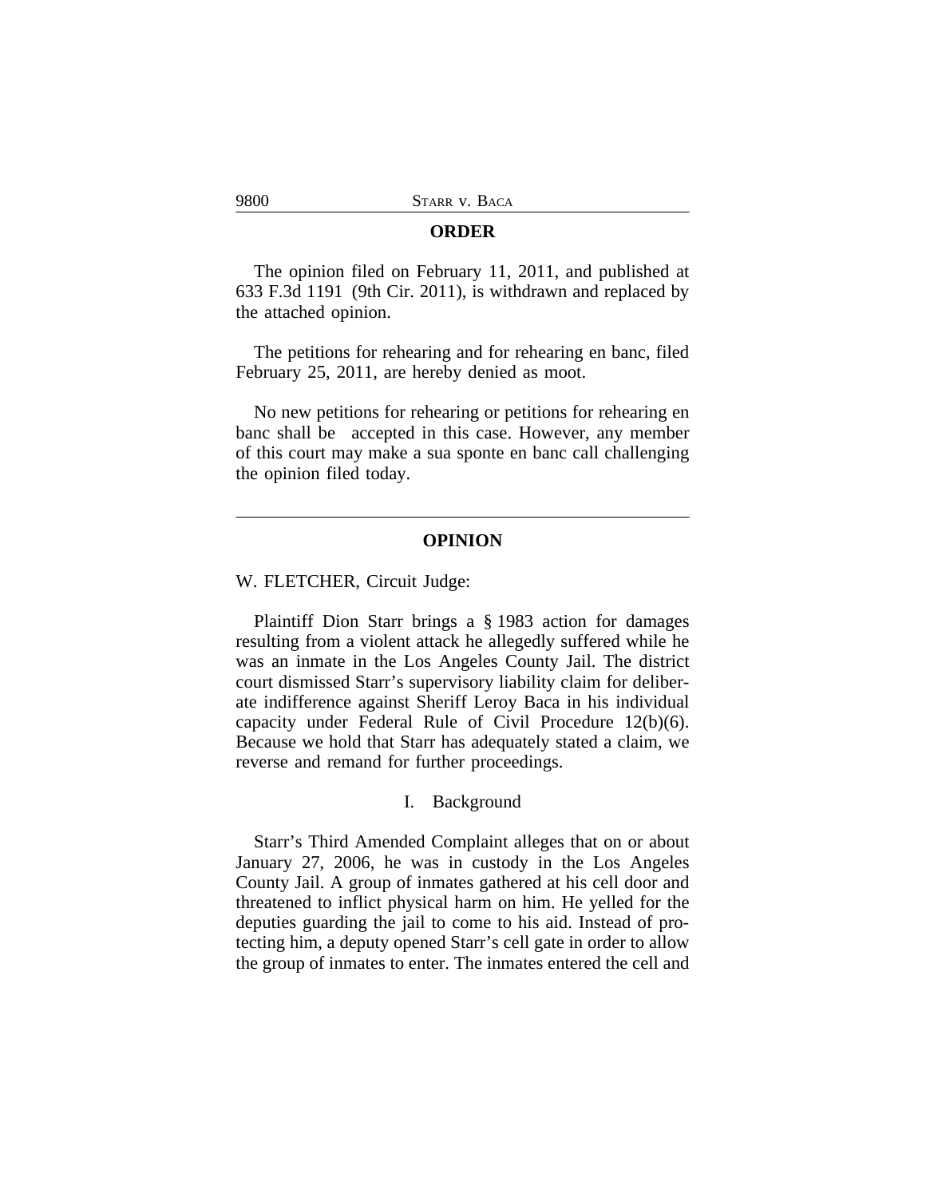## ORDER

The opinion filed on February 11, 2011, and published at 633 F.3d 1191 (9th Cir. 2011), is withdrawn and replaced by the attached opinion.

The petitions for rehearing and for rehearing en banc, filed February 25, 2011, are hereby denied as moot.

No new petitions for rehearing or petitions for rehearing en banc shall be accepted in this case. However, any member of this court may make a sua sponte en banc call challenging the opinion filed today.

---

## OPINION

W. FLETCHER, Circuit Judge:

Plaintiff Dion Starr brings a § 1983 action for damages resulting from a violent attack he allegedly suffered while he was an inmate in the Los Angeles County Jail. The district court dismissed Starr's supervisory liability claim for deliberate indifference against Sheriff Leroy Baca in his individual capacity under Federal Rule of Civil Procedure 12(b)(6). Because we hold that Starr has adequately stated a claim, we reverse and remand for further proceedings.

### I. Background

Starr's Third Amended Complaint alleges that on or about January 27, 2006, he was in custody in the Los Angeles County Jail. A group of inmates gathered at his cell door and threatened to inflict physical harm on him. He yelled for the deputies guarding the jail to come to his aid. Instead of protecting him, a deputy opened Starr's cell gate in order to allow the group of inmates to enter. The inmates entered the cell and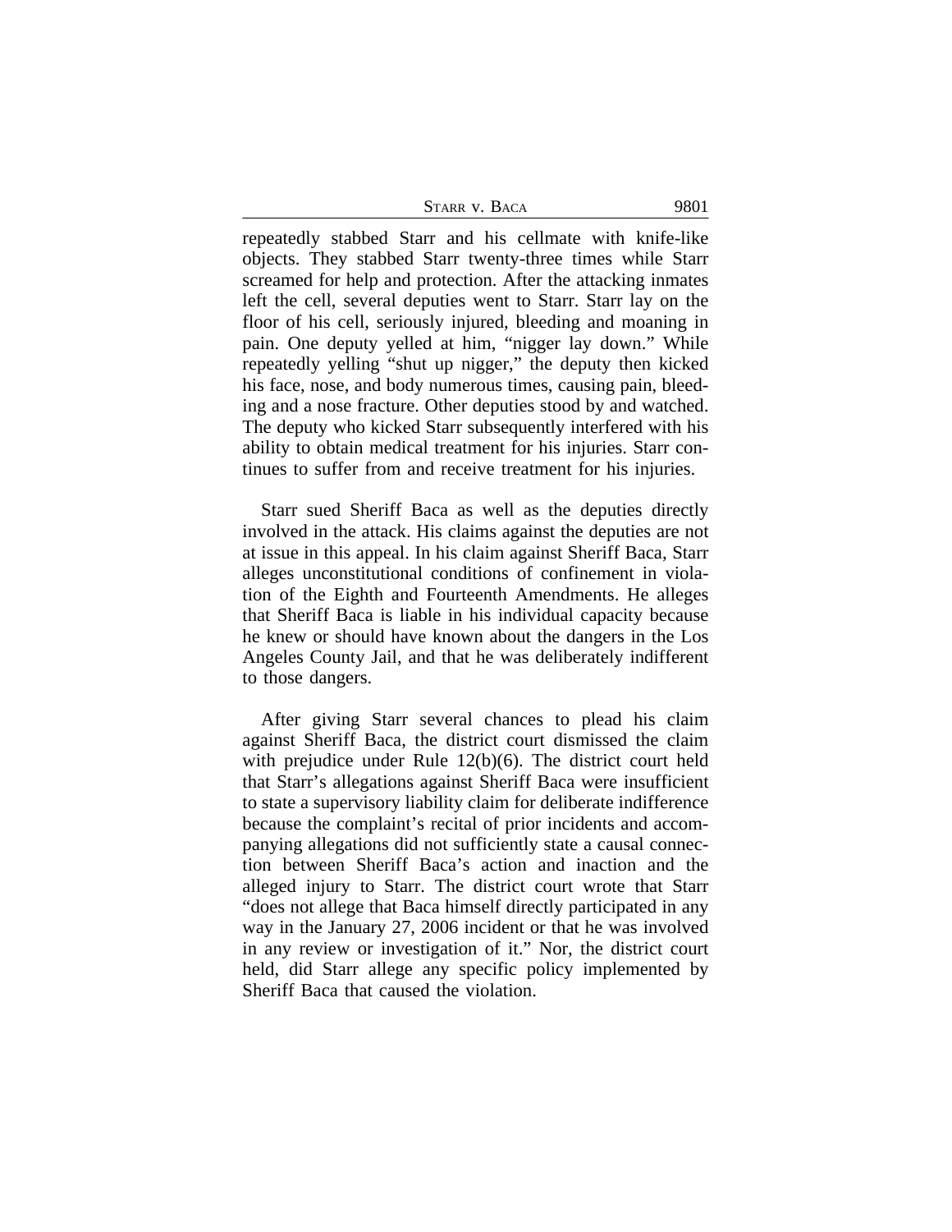repeatedly stabbed Starr and his cellmate with knife-like objects. They stabbed Starr twenty-three times while Starr screamed for help and protection. After the attacking inmates left the cell, several deputies went to Starr. Starr lay on the floor of his cell, seriously injured, bleeding and moaning in pain. One deputy yelled at him, "nigger lay down." While repeatedly yelling "shut up nigger," the deputy then kicked his face, nose, and body numerous times, causing pain, bleeding and a nose fracture. Other deputies stood by and watched. The deputy who kicked Starr subsequently interfered with his ability to obtain medical treatment for his injuries. Starr continues to suffer from and receive treatment for his injuries.

Starr sued Sheriff Baca as well as the deputies directly involved in the attack. His claims against the deputies are not at issue in this appeal. In his claim against Sheriff Baca, Starr alleges unconstitutional conditions of confinement in violation of the Eighth and Fourteenth Amendments. He alleges that Sheriff Baca is liable in his individual capacity because he knew or should have known about the dangers in the Los Angeles County Jail, and that he was deliberately indifferent to those dangers.

After giving Starr several chances to plead his claim against Sheriff Baca, the district court dismissed the claim with prejudice under Rule 12(b)(6). The district court held that Starr's allegations against Sheriff Baca were insufficient to state a supervisory liability claim for deliberate indifference because the complaint's recital of prior incidents and accompanying allegations did not sufficiently state a causal connection between Sheriff Baca's action and inaction and the alleged injury to Starr. The district court wrote that Starr "does not allege that Baca himself directly participated in any way in the January 27, 2006 incident or that he was involved in any review or investigation of it." Nor, the district court held, did Starr allege any specific policy implemented by Sheriff Baca that caused the violation.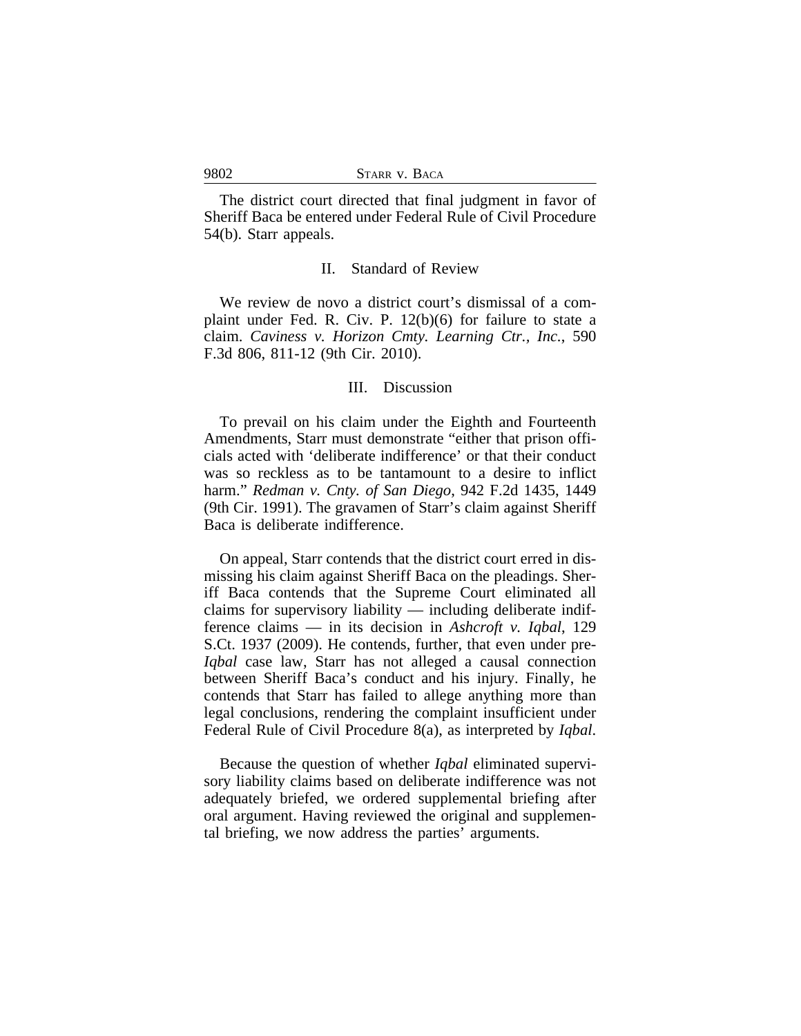The district court directed that final judgment in favor of Sheriff Baca be entered under Federal Rule of Civil Procedure 54(b). Starr appeals.

## II. Standard of Review

We review de novo a district court's dismissal of a complaint under Fed. R. Civ. P. 12(b)(6) for failure to state a claim. *Caviness v. Horizon Cmty. Learning Ctr., Inc.*, 590 F.3d 806, 811-12 (9th Cir. 2010).

## III. Discussion

To prevail on his claim under the Eighth and Fourteenth Amendments, Starr must demonstrate "either that prison officials acted with 'deliberate indifference' or that their conduct was so reckless as to be tantamount to a desire to inflict harm." *Redman v. Cnty. of San Diego*, 942 F.2d 1435, 1449 (9th Cir. 1991). The gravamen of Starr's claim against Sheriff Baca is deliberate indifference.

On appeal, Starr contends that the district court erred in dismissing his claim against Sheriff Baca on the pleadings. Sheriff Baca contends that the Supreme Court eliminated all claims for supervisory liability — including deliberate indifference claims — in its decision in *Ashcroft v. Iqbal*, 129 S.Ct. 1937 (2009). He contends, further, that even under pre-*Iqbal* case law, Starr has not alleged a causal connection between Sheriff Baca's conduct and his injury. Finally, he contends that Starr has failed to allege anything more than legal conclusions, rendering the complaint insufficient under Federal Rule of Civil Procedure 8(a), as interpreted by *Iqbal*.

Because the question of whether *Iqbal* eliminated supervisory liability claims based on deliberate indifference was not adequately briefed, we ordered supplemental briefing after oral argument. Having reviewed the original and supplemental briefing, we now address the parties' arguments.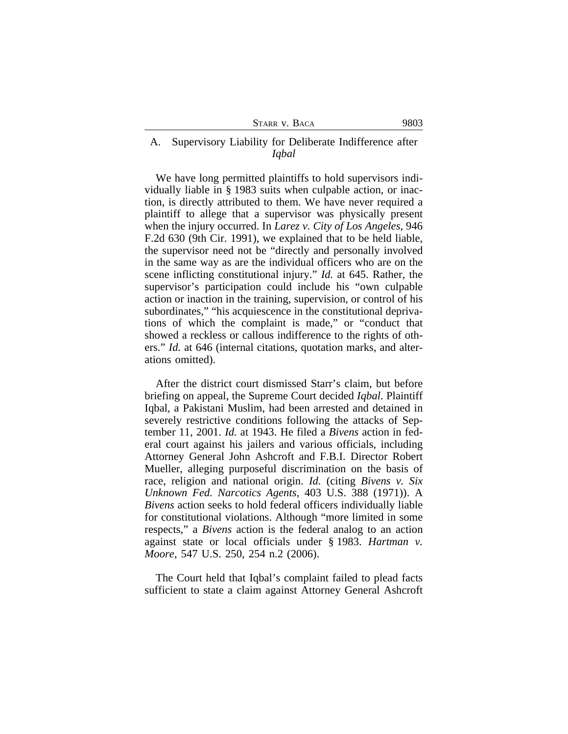### A. Supervisory Liability for Deliberate Indifference after *Iqbal*

We have long permitted plaintiffs to hold supervisors individually liable in § 1983 suits when culpable action, or inaction, is directly attributed to them. We have never required a plaintiff to allege that a supervisor was physically present when the injury occurred. In *Larez v. City of Los Angeles*, 946 F.2d 630 (9th Cir. 1991), we explained that to be held liable, the supervisor need not be "directly and personally involved in the same way as are the individual officers who are on the scene inflicting constitutional injury." *Id.* at 645. Rather, the supervisor's participation could include his "own culpable action or inaction in the training, supervision, or control of his subordinates," "his acquiescence in the constitutional deprivations of which the complaint is made," or "conduct that showed a reckless or callous indifference to the rights of others." *Id.* at 646 (internal citations, quotation marks, and alterations omitted).

After the district court dismissed Starr's claim, but before briefing on appeal, the Supreme Court decided *Iqbal*. Plaintiff Iqbal, a Pakistani Muslim, had been arrested and detained in severely restrictive conditions following the attacks of September 11, 2001. *Id.* at 1943. He filed a *Bivens* action in federal court against his jailers and various officials, including Attorney General John Ashcroft and F.B.I. Director Robert Mueller, alleging purposeful discrimination on the basis of race, religion and national origin. *Id.* (citing *Bivens v. Six Unknown Fed. Narcotics Agents*, 403 U.S. 388 (1971)). A *Bivens* action seeks to hold federal officers individually liable for constitutional violations. Although "more limited in some respects," a *Bivens* action is the federal analog to an action against state or local officials under § 1983. *Hartman v. Moore*, 547 U.S. 250, 254 n.2 (2006).

The Court held that Iqbal's complaint failed to plead facts sufficient to state a claim against Attorney General Ashcroft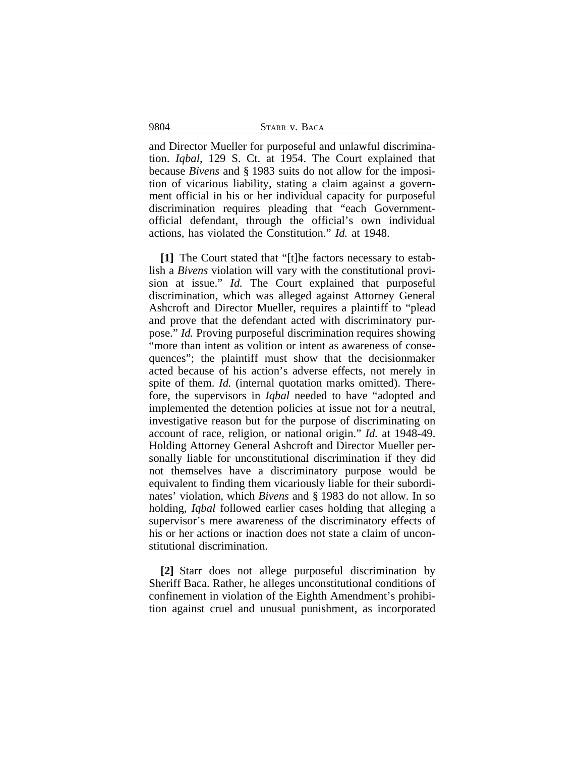and Director Mueller for purposeful and unlawful discrimination. *Iqbal*, 129 S. Ct. at 1954. The Court explained that because *Bivens* and § 1983 suits do not allow for the imposition of vicarious liability, stating a claim against a government official in his or her individual capacity for purposeful discrimination requires pleading that "each Government-official defendant, through the official's own individual actions, has violated the Constitution." *Id.* at 1948.

**[1]** The Court stated that "[t]he factors necessary to establish a *Bivens* violation will vary with the constitutional provision at issue." *Id.* The Court explained that purposeful discrimination, which was alleged against Attorney General Ashcroft and Director Mueller, requires a plaintiff to "plead and prove that the defendant acted with discriminatory purpose." *Id.* Proving purposeful discrimination requires showing "more than intent as volition or intent as awareness of consequences"; the plaintiff must show that the decisionmaker acted because of his action's adverse effects, not merely in spite of them. *Id.* (internal quotation marks omitted). Therefore, the supervisors in *Iqbal* needed to have "adopted and implemented the detention policies at issue not for a neutral, investigative reason but for the purpose of discriminating on account of race, religion, or national origin." *Id.* at 1948-49. Holding Attorney General Ashcroft and Director Mueller personally liable for unconstitutional discrimination if they did not themselves have a discriminatory purpose would be equivalent to finding them vicariously liable for their subordinates' violation, which *Bivens* and § 1983 do not allow. In so holding, *Iqbal* followed earlier cases holding that alleging a supervisor's mere awareness of the discriminatory effects of his or her actions or inaction does not state a claim of unconstitutional discrimination.

**[2]** Starr does not allege purposeful discrimination by Sheriff Baca. Rather, he alleges unconstitutional conditions of confinement in violation of the Eighth Amendment's prohibition against cruel and unusual punishment, as incorporated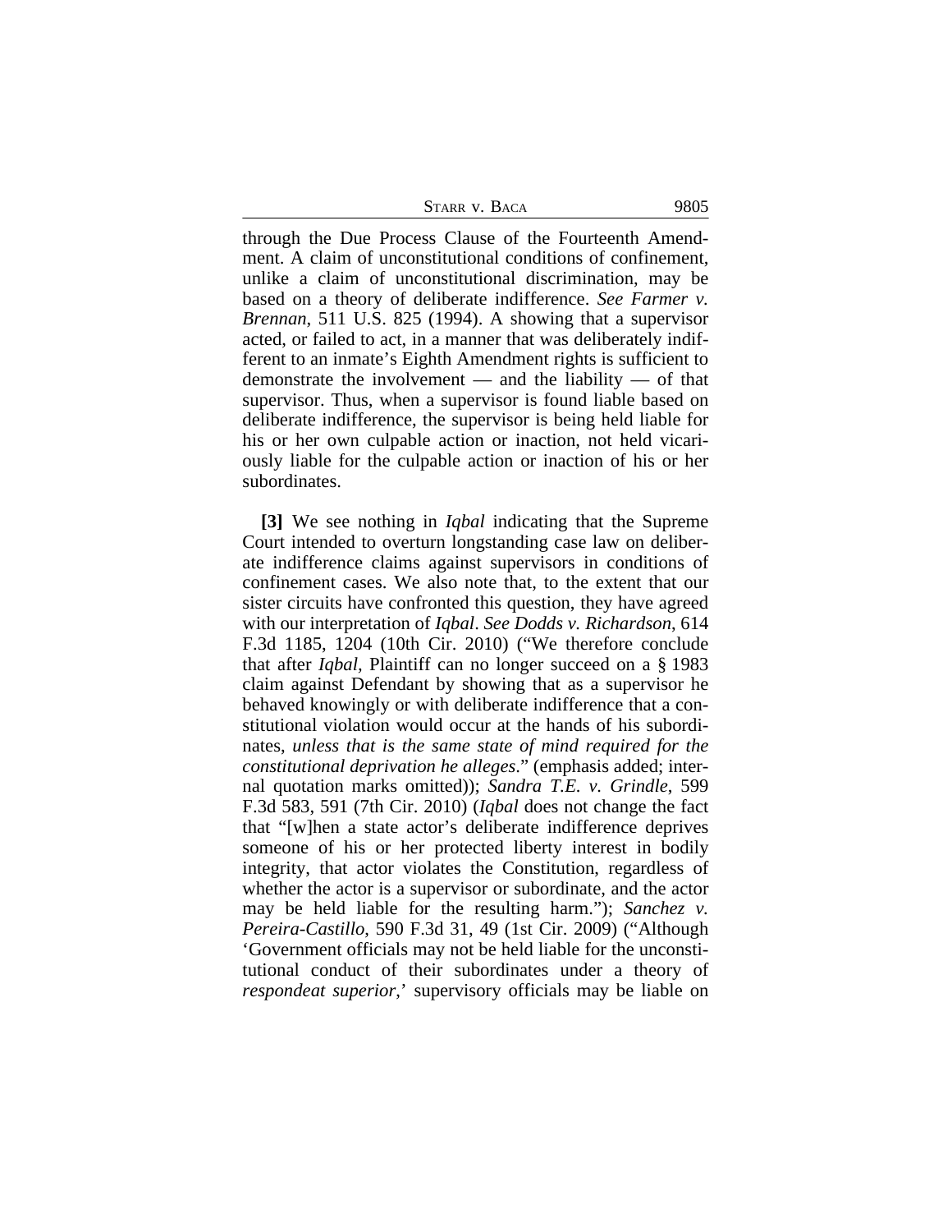through the Due Process Clause of the Fourteenth Amendment. A claim of unconstitutional conditions of confinement, unlike a claim of unconstitutional discrimination, may be based on a theory of deliberate indifference. *See Farmer v. Brennan*, 511 U.S. 825 (1994). A showing that a supervisor acted, or failed to act, in a manner that was deliberately indifferent to an inmate's Eighth Amendment rights is sufficient to demonstrate the involvement — and the liability — of that supervisor. Thus, when a supervisor is found liable based on deliberate indifference, the supervisor is being held liable for his or her own culpable action or inaction, not held vicariously liable for the culpable action or inaction of his or her subordinates.

**[3]** We see nothing in *Iqbal* indicating that the Supreme Court intended to overturn longstanding case law on deliberate indifference claims against supervisors in conditions of confinement cases. We also note that, to the extent that our sister circuits have confronted this question, they have agreed with our interpretation of *Iqbal*. *See Dodds v. Richardson*, 614 F.3d 1185, 1204 (10th Cir. 2010) ("We therefore conclude that after *Iqbal*, Plaintiff can no longer succeed on a § 1983 claim against Defendant by showing that as a supervisor he behaved knowingly or with deliberate indifference that a constitutional violation would occur at the hands of his subordinates, *unless that is the same state of mind required for the constitutional deprivation he alleges*." (emphasis added; internal quotation marks omitted)); *Sandra T.E. v. Grindle*, 599 F.3d 583, 591 (7th Cir. 2010) (*Iqbal* does not change the fact that "[w]hen a state actor's deliberate indifference deprives someone of his or her protected liberty interest in bodily integrity, that actor violates the Constitution, regardless of whether the actor is a supervisor or subordinate, and the actor may be held liable for the resulting harm."); *Sanchez v. Pereira-Castillo*, 590 F.3d 31, 49 (1st Cir. 2009) ("Although 'Government officials may not be held liable for the unconstitutional conduct of their subordinates under a theory of *respondeat superior*,' supervisory officials may be liable on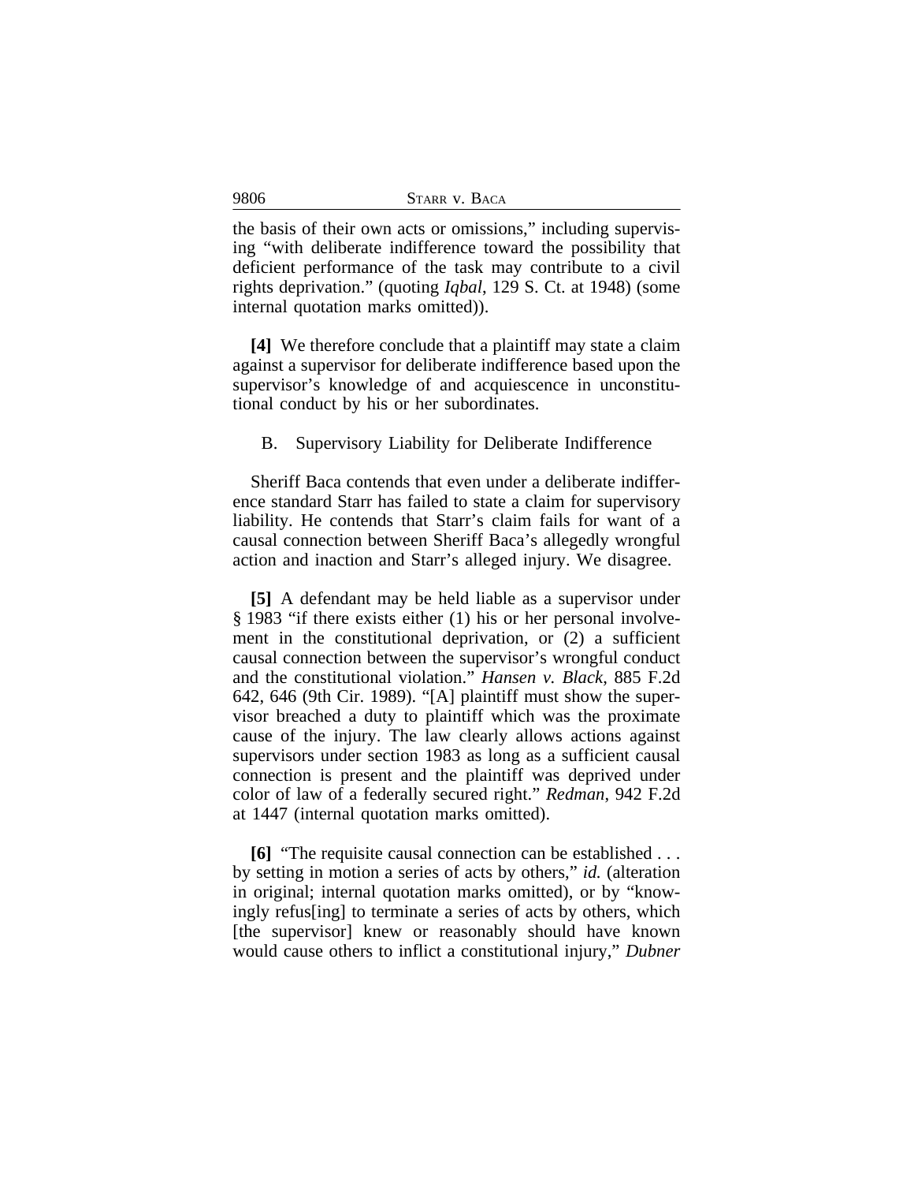the basis of their own acts or omissions," including supervising "with deliberate indifference toward the possibility that deficient performance of the task may contribute to a civil rights deprivation." (quoting *Iqbal*, 129 S. Ct. at 1948) (some internal quotation marks omitted)).

**[4]** We therefore conclude that a plaintiff may state a claim against a supervisor for deliberate indifference based upon the supervisor's knowledge of and acquiescence in unconstitutional conduct by his or her subordinates.

B. Supervisory Liability for Deliberate Indifference

Sheriff Baca contends that even under a deliberate indifference standard Starr has failed to state a claim for supervisory liability. He contends that Starr's claim fails for want of a causal connection between Sheriff Baca's allegedly wrongful action and inaction and Starr's alleged injury. We disagree.

**[5]** A defendant may be held liable as a supervisor under § 1983 "if there exists either (1) his or her personal involvement in the constitutional deprivation, or (2) a sufficient causal connection between the supervisor's wrongful conduct and the constitutional violation." *Hansen v. Black*, 885 F.2d 642, 646 (9th Cir. 1989). "[A] plaintiff must show the supervisor breached a duty to plaintiff which was the proximate cause of the injury. The law clearly allows actions against supervisors under section 1983 as long as a sufficient causal connection is present and the plaintiff was deprived under color of law of a federally secured right." *Redman*, 942 F.2d at 1447 (internal quotation marks omitted).

**[6]** "The requisite causal connection can be established . . . by setting in motion a series of acts by others," *id.* (alteration in original; internal quotation marks omitted), or by "knowingly refus[ing] to terminate a series of acts by others, which [the supervisor] knew or reasonably should have known would cause others to inflict a constitutional injury," *Dubner*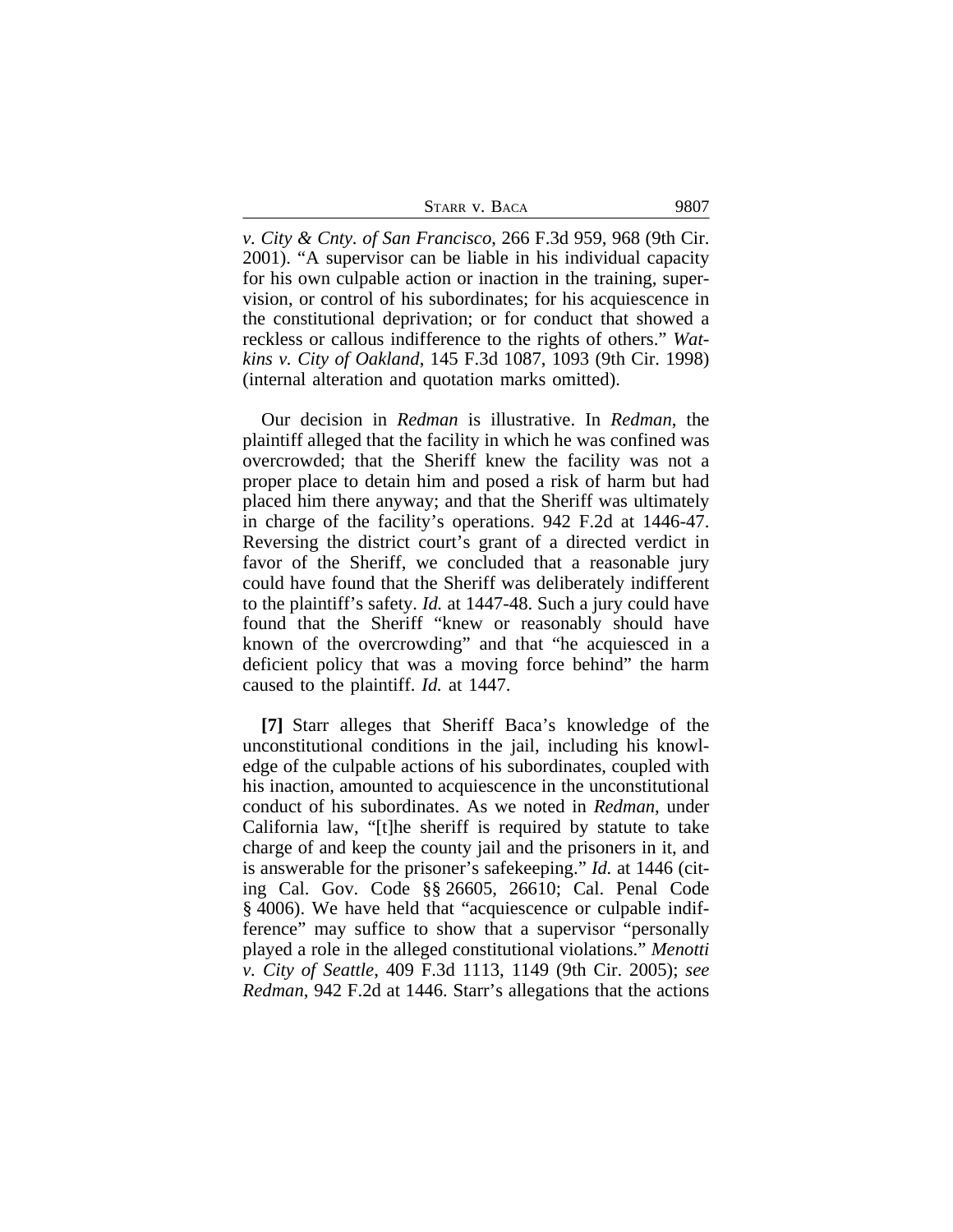*v. City & Cnty. of San Francisco*, 266 F.3d 959, 968 (9th Cir. 2001). "A supervisor can be liable in his individual capacity for his own culpable action or inaction in the training, supervision, or control of his subordinates; for his acquiescence in the constitutional deprivation; or for conduct that showed a reckless or callous indifference to the rights of others." *Watkins v. City of Oakland*, 145 F.3d 1087, 1093 (9th Cir. 1998) (internal alteration and quotation marks omitted).

Our decision in *Redman* is illustrative. In *Redman*, the plaintiff alleged that the facility in which he was confined was overcrowded; that the Sheriff knew the facility was not a proper place to detain him and posed a risk of harm but had placed him there anyway; and that the Sheriff was ultimately in charge of the facility's operations. 942 F.2d at 1446-47. Reversing the district court's grant of a directed verdict in favor of the Sheriff, we concluded that a reasonable jury could have found that the Sheriff was deliberately indifferent to the plaintiff's safety. *Id.* at 1447-48. Such a jury could have found that the Sheriff "knew or reasonably should have known of the overcrowding" and that "he acquiesced in a deficient policy that was a moving force behind" the harm caused to the plaintiff. *Id.* at 1447.

**[7]** Starr alleges that Sheriff Baca's knowledge of the unconstitutional conditions in the jail, including his knowledge of the culpable actions of his subordinates, coupled with his inaction, amounted to acquiescence in the unconstitutional conduct of his subordinates. As we noted in *Redman*, under California law, "[t]he sheriff is required by statute to take charge of and keep the county jail and the prisoners in it, and is answerable for the prisoner's safekeeping." *Id.* at 1446 (citing Cal. Gov. Code §§ 26605, 26610; Cal. Penal Code § 4006). We have held that "acquiescence or culpable indifference" may suffice to show that a supervisor "personally played a role in the alleged constitutional violations." *Menotti v. City of Seattle*, 409 F.3d 1113, 1149 (9th Cir. 2005); *see Redman*, 942 F.2d at 1446. Starr's allegations that the actions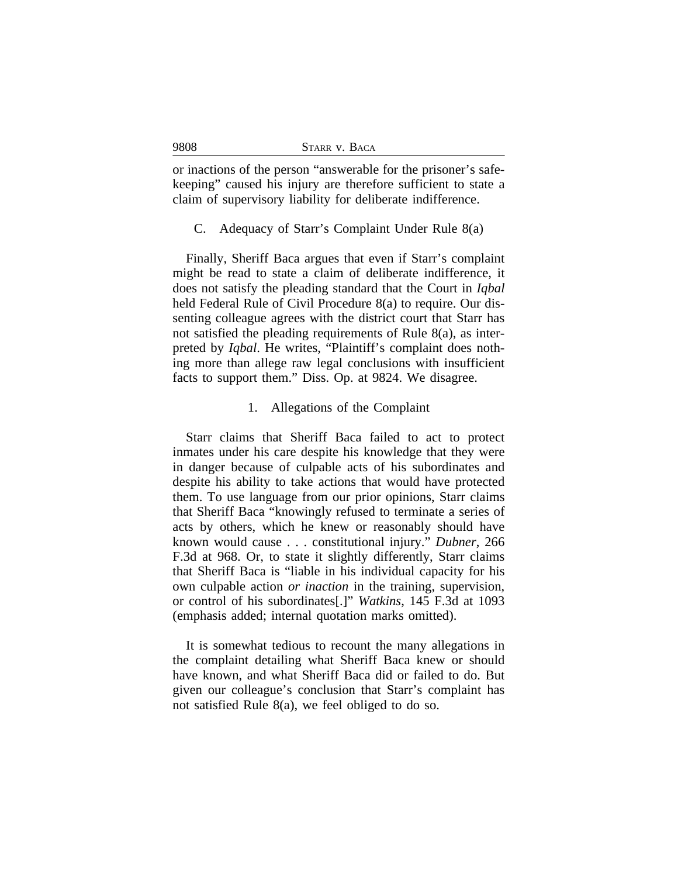or inactions of the person "answerable for the prisoner's safekeeping" caused his injury are therefore sufficient to state a claim of supervisory liability for deliberate indifference.

### C. Adequacy of Starr's Complaint Under Rule 8(a)

Finally, Sheriff Baca argues that even if Starr's complaint might be read to state a claim of deliberate indifference, it does not satisfy the pleading standard that the Court in *Iqbal* held Federal Rule of Civil Procedure 8(a) to require. Our dissenting colleague agrees with the district court that Starr has not satisfied the pleading requirements of Rule 8(a), as interpreted by *Iqbal*. He writes, "Plaintiff's complaint does nothing more than allege raw legal conclusions with insufficient facts to support them." Diss. Op. at 9824. We disagree.

#### 1. Allegations of the Complaint

Starr claims that Sheriff Baca failed to act to protect inmates under his care despite his knowledge that they were in danger because of culpable acts of his subordinates and despite his ability to take actions that would have protected them. To use language from our prior opinions, Starr claims that Sheriff Baca "knowingly refused to terminate a series of acts by others, which he knew or reasonably should have known would cause . . . constitutional injury." *Dubner*, 266 F.3d at 968. Or, to state it slightly differently, Starr claims that Sheriff Baca is "liable in his individual capacity for his own culpable action *or inaction* in the training, supervision, or control of his subordinates[.]" *Watkins*, 145 F.3d at 1093 (emphasis added; internal quotation marks omitted).

It is somewhat tedious to recount the many allegations in the complaint detailing what Sheriff Baca knew or should have known, and what Sheriff Baca did or failed to do. But given our colleague's conclusion that Starr's complaint has not satisfied Rule 8(a), we feel obliged to do so.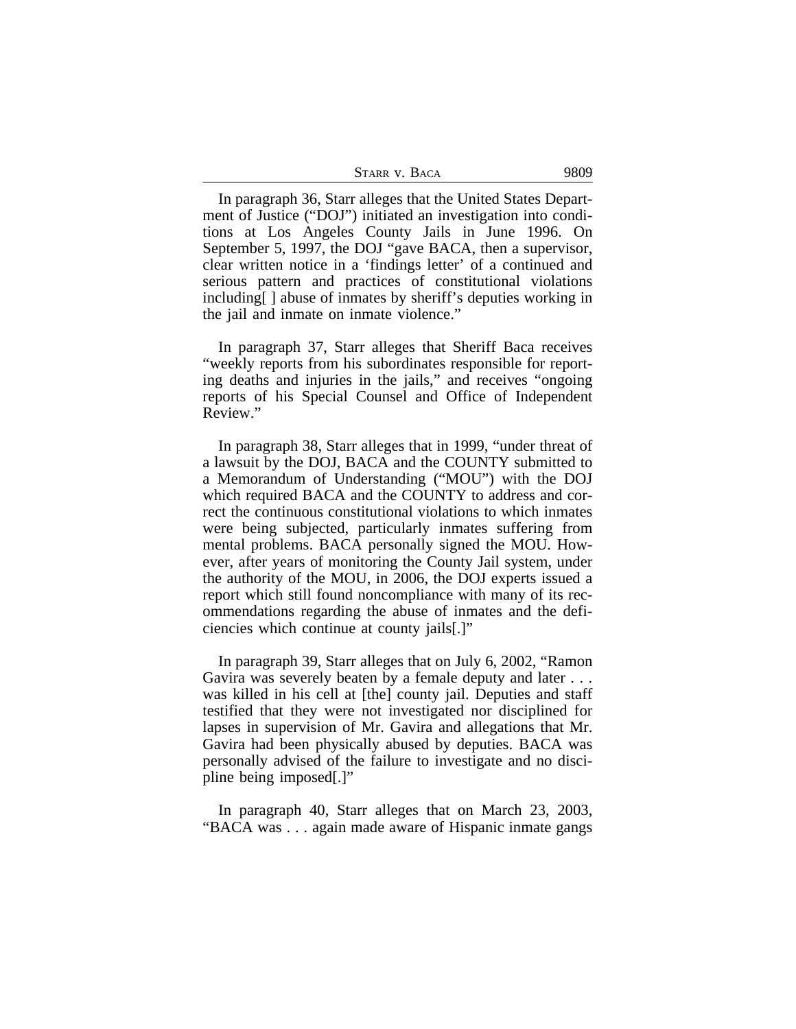In paragraph 36, Starr alleges that the United States Department of Justice ("DOJ") initiated an investigation into conditions at Los Angeles County Jails in June 1996. On September 5, 1997, the DOJ "gave BACA, then a supervisor, clear written notice in a 'findings letter' of a continued and serious pattern and practices of constitutional violations including[ ] abuse of inmates by sheriff's deputies working in the jail and inmate on inmate violence."

In paragraph 37, Starr alleges that Sheriff Baca receives "weekly reports from his subordinates responsible for reporting deaths and injuries in the jails," and receives "ongoing reports of his Special Counsel and Office of Independent Review."

In paragraph 38, Starr alleges that in 1999, "under threat of a lawsuit by the DOJ, BACA and the COUNTY submitted to a Memorandum of Understanding ("MOU") with the DOJ which required BACA and the COUNTY to address and correct the continuous constitutional violations to which inmates were being subjected, particularly inmates suffering from mental problems. BACA personally signed the MOU. However, after years of monitoring the County Jail system, under the authority of the MOU, in 2006, the DOJ experts issued a report which still found noncompliance with many of its recommendations regarding the abuse of inmates and the deficiencies which continue at county jails[.]"

In paragraph 39, Starr alleges that on July 6, 2002, "Ramon Gavira was severely beaten by a female deputy and later . . . was killed in his cell at [the] county jail. Deputies and staff testified that they were not investigated nor disciplined for lapses in supervision of Mr. Gavira and allegations that Mr. Gavira had been physically abused by deputies. BACA was personally advised of the failure to investigate and no discipline being imposed[.]"

In paragraph 40, Starr alleges that on March 23, 2003, "BACA was . . . again made aware of Hispanic inmate gangs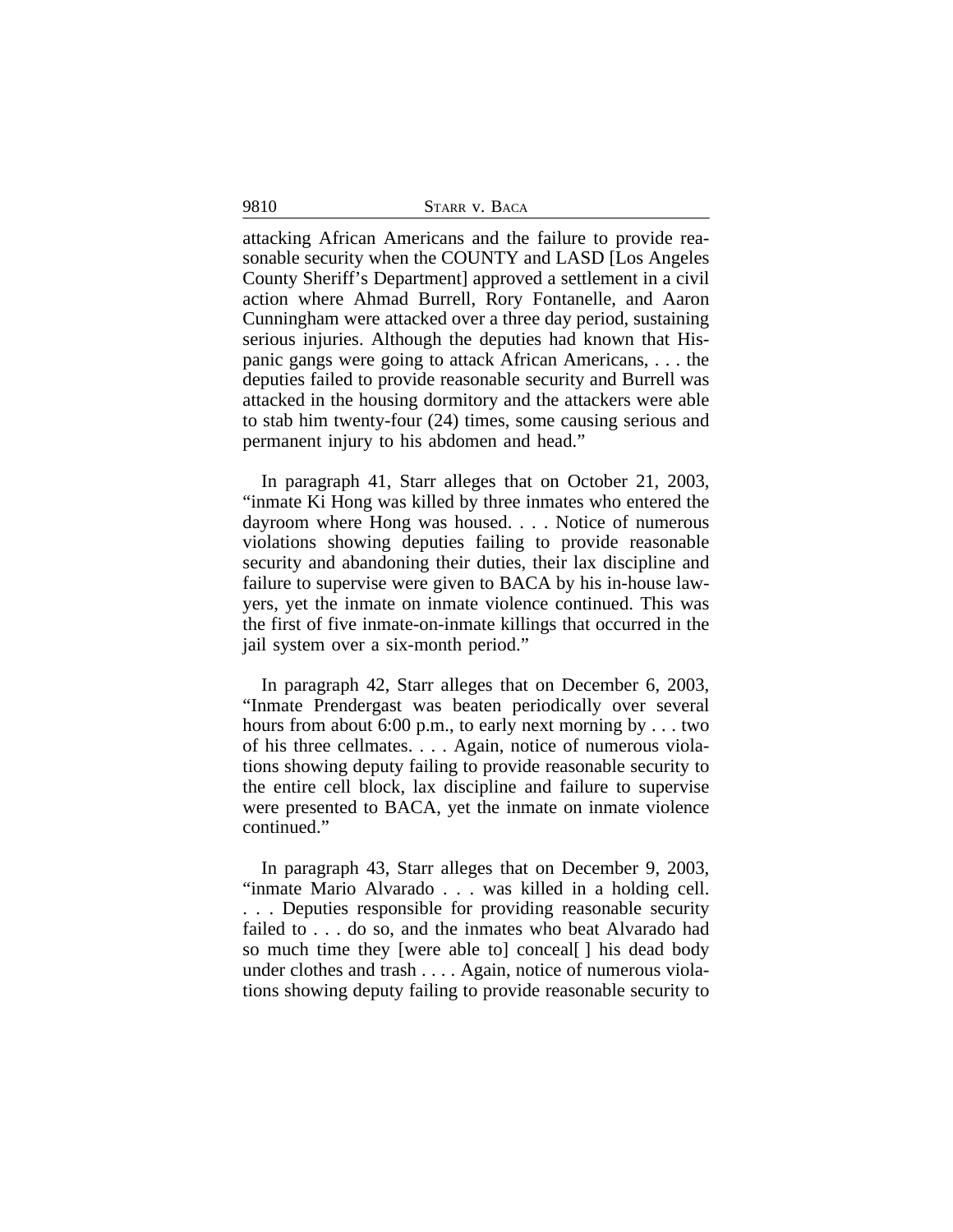attacking African Americans and the failure to provide reasonable security when the COUNTY and LASD [Los Angeles County Sheriff's Department] approved a settlement in a civil action where Ahmad Burrell, Rory Fontanelle, and Aaron Cunningham were attacked over a three day period, sustaining serious injuries. Although the deputies had known that Hispanic gangs were going to attack African Americans, . . . the deputies failed to provide reasonable security and Burrell was attacked in the housing dormitory and the attackers were able to stab him twenty-four (24) times, some causing serious and permanent injury to his abdomen and head."

In paragraph 41, Starr alleges that on October 21, 2003, "inmate Ki Hong was killed by three inmates who entered the dayroom where Hong was housed. . . . Notice of numerous violations showing deputies failing to provide reasonable security and abandoning their duties, their lax discipline and failure to supervise were given to BACA by his in-house lawyers, yet the inmate on inmate violence continued. This was the first of five inmate-on-inmate killings that occurred in the jail system over a six-month period."

In paragraph 42, Starr alleges that on December 6, 2003, "Inmate Prendergast was beaten periodically over several hours from about 6:00 p.m., to early next morning by . . . two of his three cellmates. . . . Again, notice of numerous violations showing deputy failing to provide reasonable security to the entire cell block, lax discipline and failure to supervise were presented to BACA, yet the inmate on inmate violence continued."

In paragraph 43, Starr alleges that on December 9, 2003, "inmate Mario Alvarado . . . was killed in a holding cell. . . . Deputies responsible for providing reasonable security failed to . . . do so, and the inmates who beat Alvarado had so much time they [were able to] conceal[ ] his dead body under clothes and trash . . . . Again, notice of numerous violations showing deputy failing to provide reasonable security to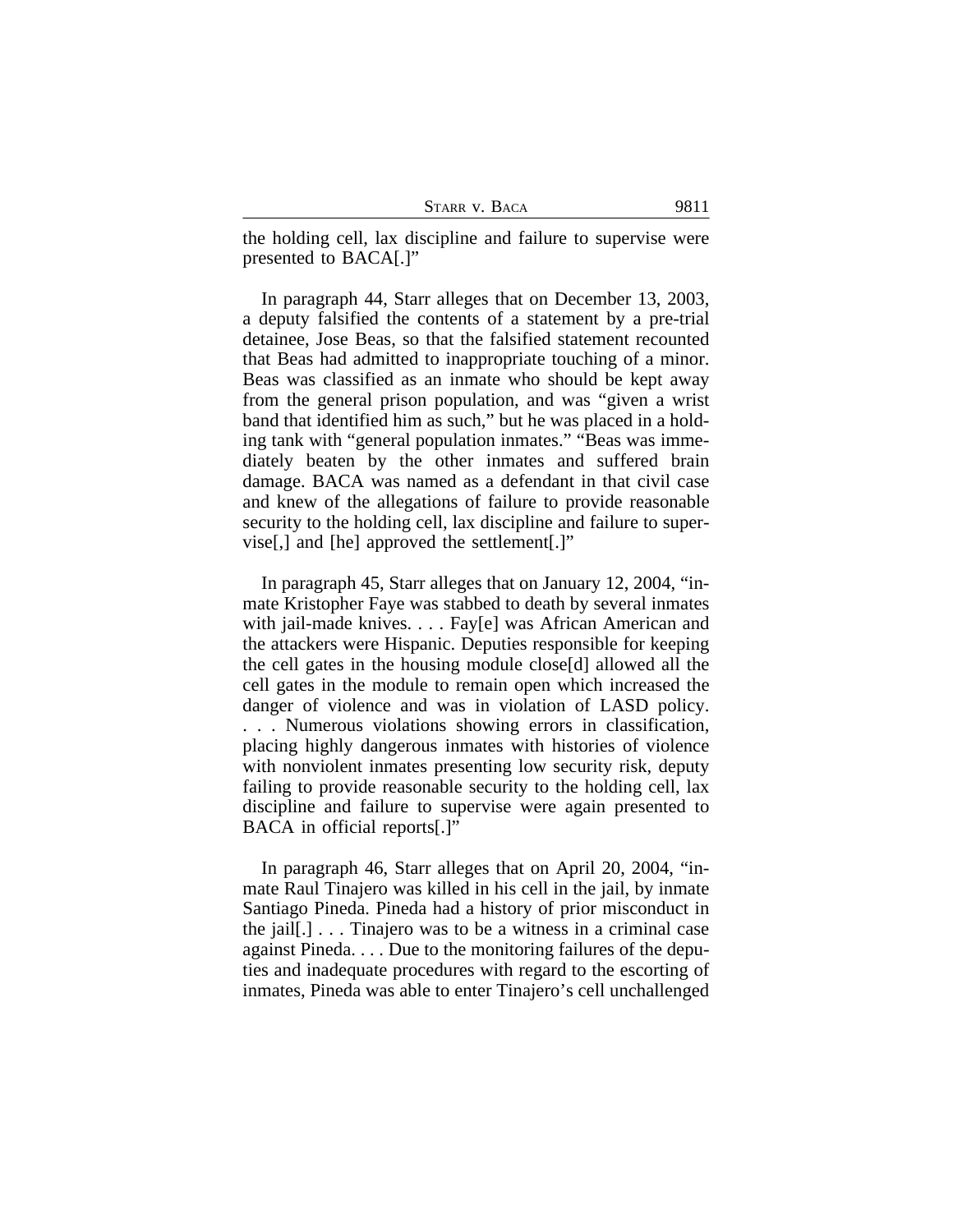the holding cell, lax discipline and failure to supervise were presented to BACA[.]"

In paragraph 44, Starr alleges that on December 13, 2003, a deputy falsified the contents of a statement by a pre-trial detainee, Jose Beas, so that the falsified statement recounted that Beas had admitted to inappropriate touching of a minor. Beas was classified as an inmate who should be kept away from the general prison population, and was "given a wrist band that identified him as such," but he was placed in a holding tank with "general population inmates." "Beas was immediately beaten by the other inmates and suffered brain damage. BACA was named as a defendant in that civil case and knew of the allegations of failure to provide reasonable security to the holding cell, lax discipline and failure to supervise[,] and [he] approved the settlement[.]"

In paragraph 45, Starr alleges that on January 12, 2004, "inmate Kristopher Faye was stabbed to death by several inmates with jail-made knives. . . . Fay[e] was African American and the attackers were Hispanic. Deputies responsible for keeping the cell gates in the housing module close[d] allowed all the cell gates in the module to remain open which increased the danger of violence and was in violation of LASD policy. . . . Numerous violations showing errors in classification, placing highly dangerous inmates with histories of violence with nonviolent inmates presenting low security risk, deputy failing to provide reasonable security to the holding cell, lax discipline and failure to supervise were again presented to BACA in official reports[.]"

In paragraph 46, Starr alleges that on April 20, 2004, "inmate Raul Tinajero was killed in his cell in the jail, by inmate Santiago Pineda. Pineda had a history of prior misconduct in the jail[.] . . . Tinajero was to be a witness in a criminal case against Pineda. . . . Due to the monitoring failures of the deputies and inadequate procedures with regard to the escorting of inmates, Pineda was able to enter Tinajero's cell unchallenged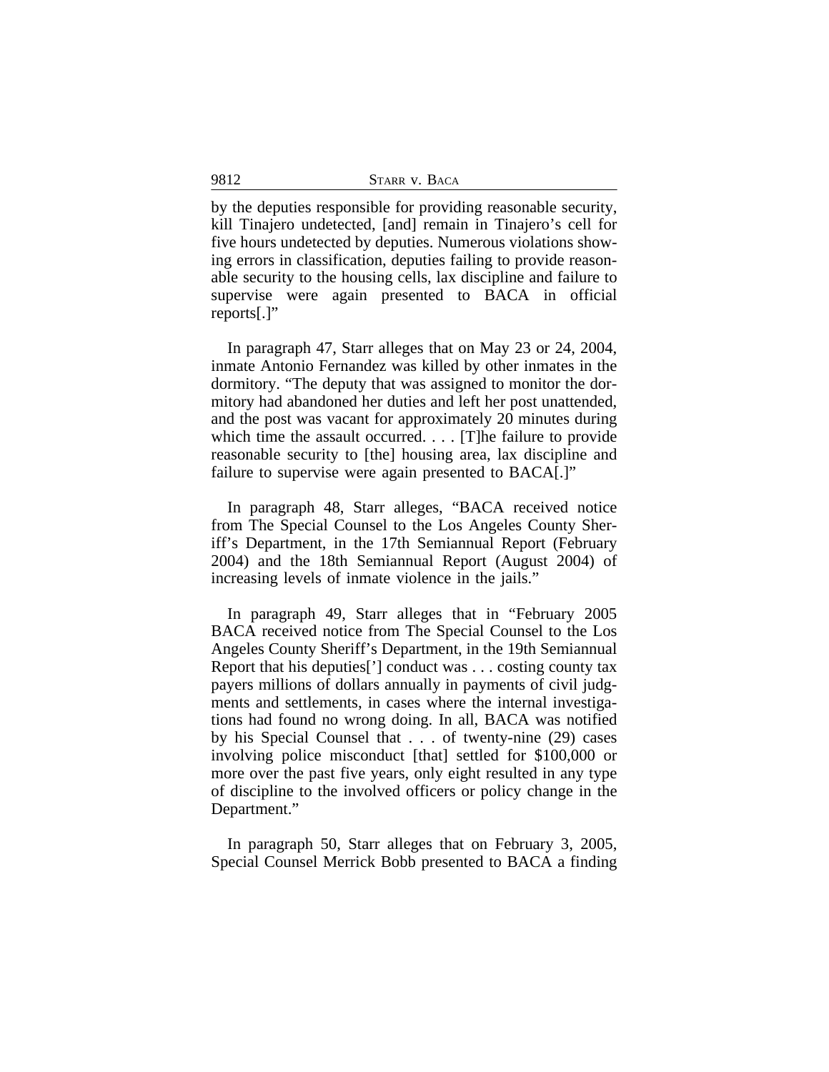by the deputies responsible for providing reasonable security, kill Tinajero undetected, [and] remain in Tinajero's cell for five hours undetected by deputies. Numerous violations showing errors in classification, deputies failing to provide reasonable security to the housing cells, lax discipline and failure to supervise were again presented to BACA in official reports[.]"

In paragraph 47, Starr alleges that on May 23 or 24, 2004, inmate Antonio Fernandez was killed by other inmates in the dormitory. "The deputy that was assigned to monitor the dormitory had abandoned her duties and left her post unattended, and the post was vacant for approximately 20 minutes during which time the assault occurred. . . . [T]he failure to provide reasonable security to [the] housing area, lax discipline and failure to supervise were again presented to BACA[.]"

In paragraph 48, Starr alleges, "BACA received notice from The Special Counsel to the Los Angeles County Sheriff's Department, in the 17th Semiannual Report (February 2004) and the 18th Semiannual Report (August 2004) of increasing levels of inmate violence in the jails."

In paragraph 49, Starr alleges that in "February 2005 BACA received notice from The Special Counsel to the Los Angeles County Sheriff's Department, in the 19th Semiannual Report that his deputies['] conduct was . . . costing county tax payers millions of dollars annually in payments of civil judgments and settlements, in cases where the internal investigations had found no wrong doing. In all, BACA was notified by his Special Counsel that . . . of twenty-nine (29) cases involving police misconduct [that] settled for $100,000 or more over the past five years, only eight resulted in any type of discipline to the involved officers or policy change in the Department."

In paragraph 50, Starr alleges that on February 3, 2005, Special Counsel Merrick Bobb presented to BACA a finding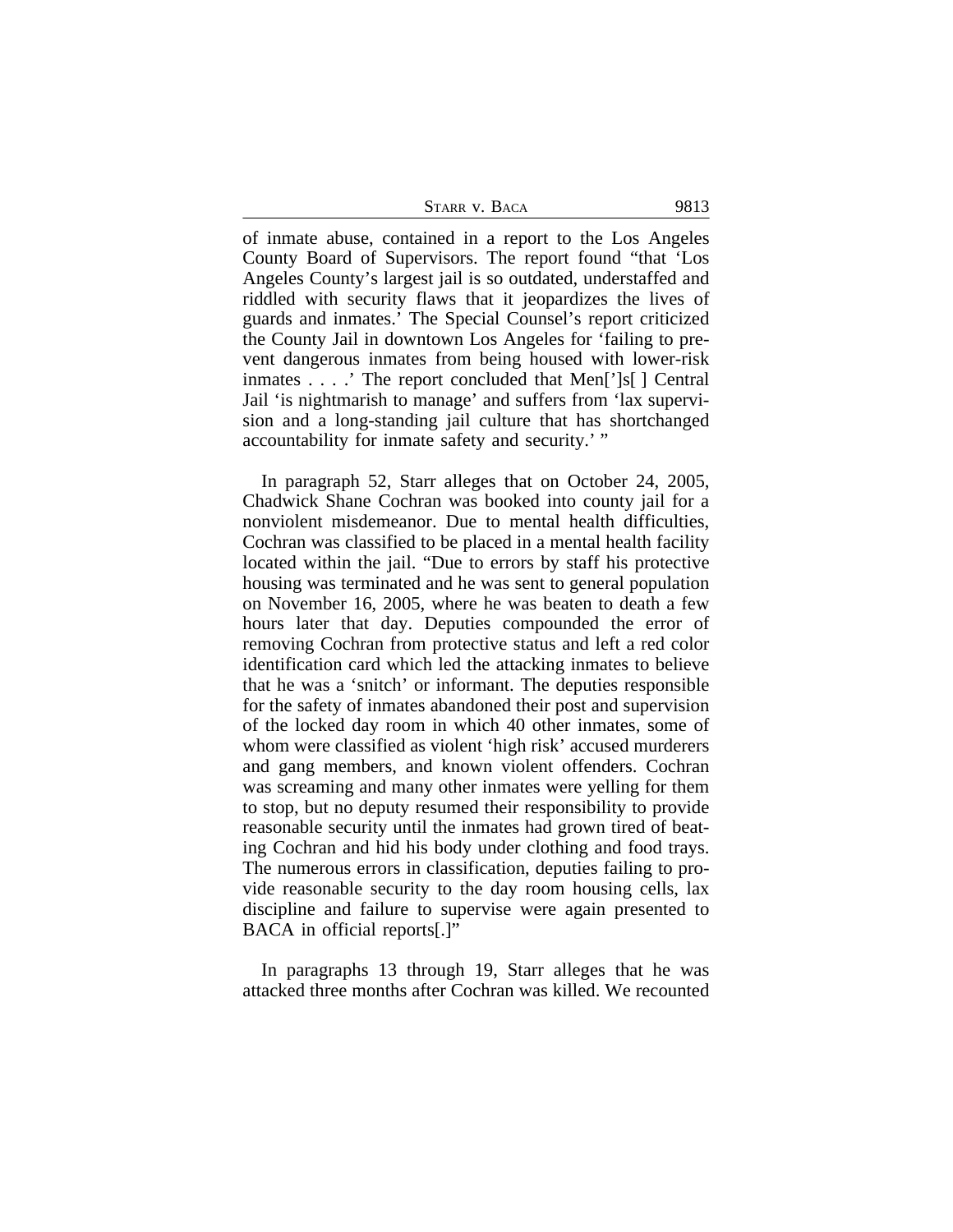of inmate abuse, contained in a report to the Los Angeles County Board of Supervisors. The report found "that 'Los Angeles County's largest jail is so outdated, understaffed and riddled with security flaws that it jeopardizes the lives of guards and inmates.' The Special Counsel's report criticized the County Jail in downtown Los Angeles for 'failing to prevent dangerous inmates from being housed with lower-risk inmates . . . .' The report concluded that Men[']s[ ] Central Jail 'is nightmarish to manage' and suffers from 'lax supervision and a long-standing jail culture that has shortchanged accountability for inmate safety and security.' "

In paragraph 52, Starr alleges that on October 24, 2005, Chadwick Shane Cochran was booked into county jail for a nonviolent misdemeanor. Due to mental health difficulties, Cochran was classified to be placed in a mental health facility located within the jail. "Due to errors by staff his protective housing was terminated and he was sent to general population on November 16, 2005, where he was beaten to death a few hours later that day. Deputies compounded the error of removing Cochran from protective status and left a red color identification card which led the attacking inmates to believe that he was a 'snitch' or informant. The deputies responsible for the safety of inmates abandoned their post and supervision of the locked day room in which 40 other inmates, some of whom were classified as violent 'high risk' accused murderers and gang members, and known violent offenders. Cochran was screaming and many other inmates were yelling for them to stop, but no deputy resumed their responsibility to provide reasonable security until the inmates had grown tired of beating Cochran and hid his body under clothing and food trays. The numerous errors in classification, deputies failing to provide reasonable security to the day room housing cells, lax discipline and failure to supervise were again presented to BACA in official reports[.]"

In paragraphs 13 through 19, Starr alleges that he was attacked three months after Cochran was killed. We recounted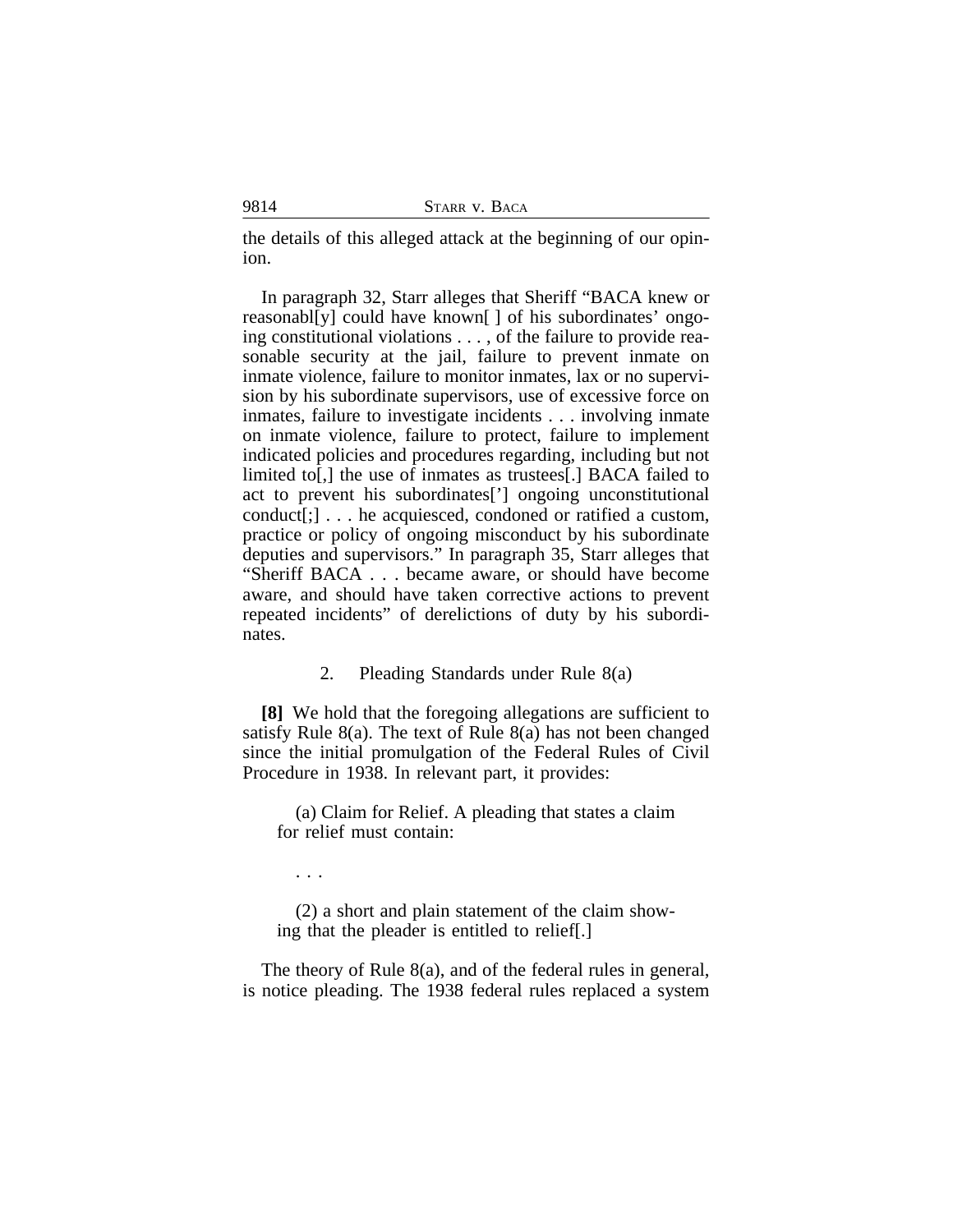the details of this alleged attack at the beginning of our opinion.

In paragraph 32, Starr alleges that Sheriff "BACA knew or reasonabl[y] could have known[ ] of his subordinates' ongoing constitutional violations . . . , of the failure to provide reasonable security at the jail, failure to prevent inmate on inmate violence, failure to monitor inmates, lax or no supervision by his subordinate supervisors, use of excessive force on inmates, failure to investigate incidents . . . involving inmate on inmate violence, failure to protect, failure to implement indicated policies and procedures regarding, including but not limited to[,] the use of inmates as trustees[.] BACA failed to act to prevent his subordinates['] ongoing unconstitutional conduct[;] . . . he acquiesced, condoned or ratified a custom, practice or policy of ongoing misconduct by his subordinate deputies and supervisors." In paragraph 35, Starr alleges that "Sheriff BACA . . . became aware, or should have become aware, and should have taken corrective actions to prevent repeated incidents" of derelictions of duty by his subordinates.

### 2. Pleading Standards under Rule 8(a)

**[8]** We hold that the foregoing allegations are sufficient to satisfy Rule 8(a). The text of Rule 8(a) has not been changed since the initial promulgation of the Federal Rules of Civil Procedure in 1938. In relevant part, it provides:

> (a) Claim for Relief. A pleading that states a claim for relief must contain:
>
> . . .
>
> (2) a short and plain statement of the claim showing that the pleader is entitled to relief[.]

The theory of Rule 8(a), and of the federal rules in general, is notice pleading. The 1938 federal rules replaced a system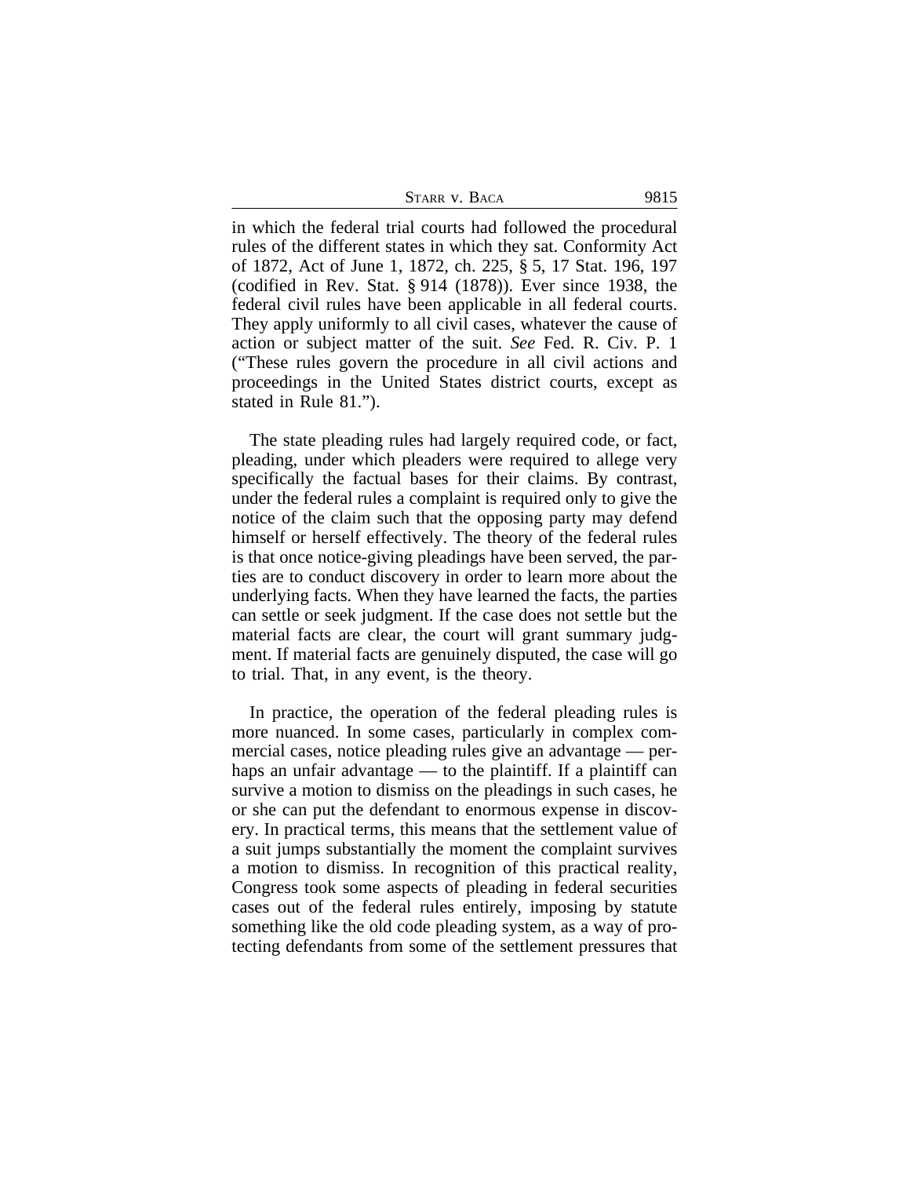in which the federal trial courts had followed the procedural rules of the different states in which they sat. Conformity Act of 1872, Act of June 1, 1872, ch. 225, § 5, 17 Stat. 196, 197 (codified in Rev. Stat. § 914 (1878)). Ever since 1938, the federal civil rules have been applicable in all federal courts. They apply uniformly to all civil cases, whatever the cause of action or subject matter of the suit. *See* Fed. R. Civ. P. 1 ("These rules govern the procedure in all civil actions and proceedings in the United States district courts, except as stated in Rule 81.").

The state pleading rules had largely required code, or fact, pleading, under which pleaders were required to allege very specifically the factual bases for their claims. By contrast, under the federal rules a complaint is required only to give the notice of the claim such that the opposing party may defend himself or herself effectively. The theory of the federal rules is that once notice-giving pleadings have been served, the parties are to conduct discovery in order to learn more about the underlying facts. When they have learned the facts, the parties can settle or seek judgment. If the case does not settle but the material facts are clear, the court will grant summary judgment. If material facts are genuinely disputed, the case will go to trial. That, in any event, is the theory.

In practice, the operation of the federal pleading rules is more nuanced. In some cases, particularly in complex commercial cases, notice pleading rules give an advantage — perhaps an unfair advantage — to the plaintiff. If a plaintiff can survive a motion to dismiss on the pleadings in such cases, he or she can put the defendant to enormous expense in discovery. In practical terms, this means that the settlement value of a suit jumps substantially the moment the complaint survives a motion to dismiss. In recognition of this practical reality, Congress took some aspects of pleading in federal securities cases out of the federal rules entirely, imposing by statute something like the old code pleading system, as a way of protecting defendants from some of the settlement pressures that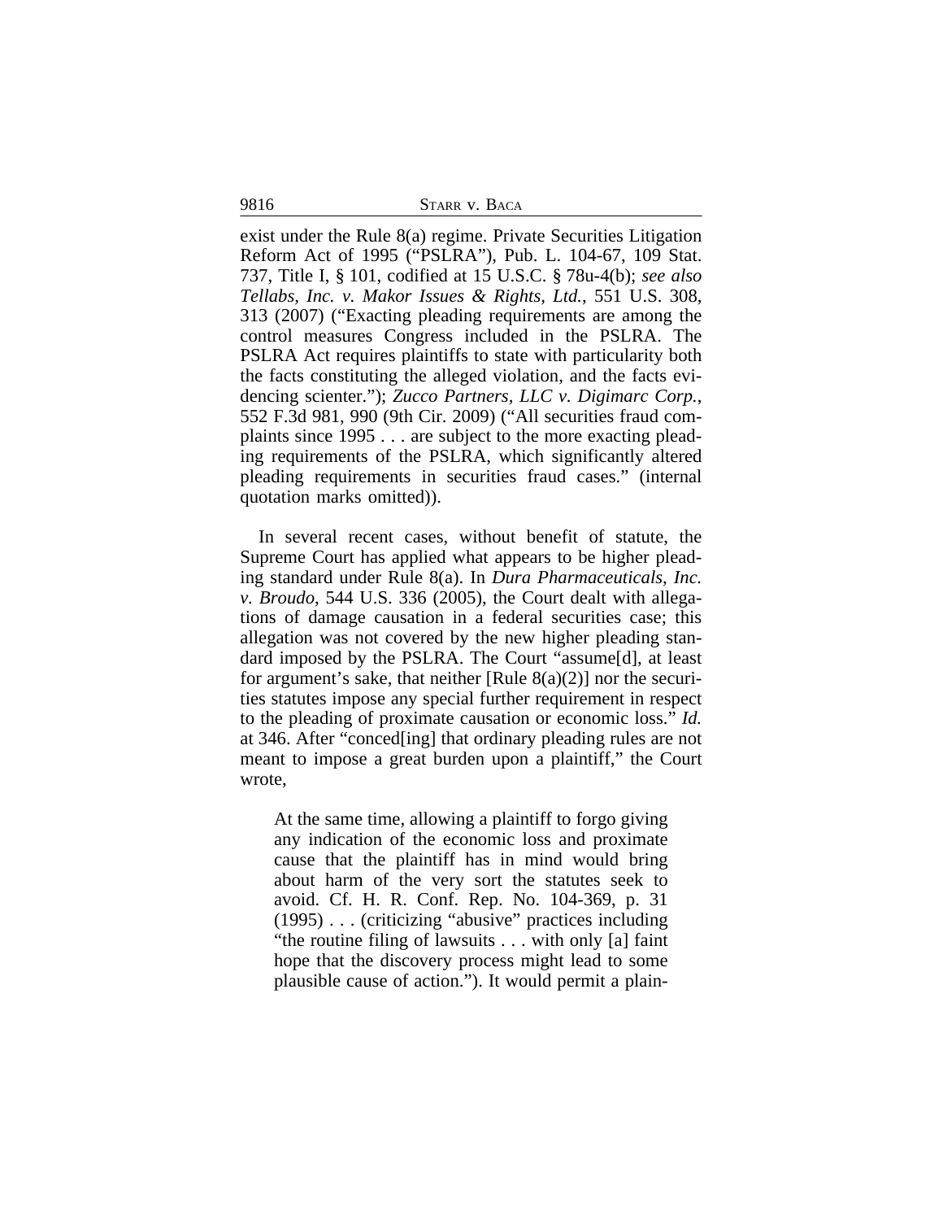exist under the Rule 8(a) regime. Private Securities Litigation Reform Act of 1995 ("PSLRA"), Pub. L. 104-67, 109 Stat. 737, Title I, § 101, codified at 15 U.S.C. § 78u-4(b); *see also Tellabs, Inc. v. Makor Issues & Rights, Ltd.*, 551 U.S. 308, 313 (2007) ("Exacting pleading requirements are among the control measures Congress included in the PSLRA. The PSLRA Act requires plaintiffs to state with particularity both the facts constituting the alleged violation, and the facts evidencing scienter."); *Zucco Partners, LLC v. Digimarc Corp.*, 552 F.3d 981, 990 (9th Cir. 2009) ("All securities fraud complaints since 1995 . . . are subject to the more exacting pleading requirements of the PSLRA, which significantly altered pleading requirements in securities fraud cases." (internal quotation marks omitted)).

In several recent cases, without benefit of statute, the Supreme Court has applied what appears to be higher pleading standard under Rule 8(a). In *Dura Pharmaceuticals, Inc. v. Broudo*, 544 U.S. 336 (2005), the Court dealt with allegations of damage causation in a federal securities case; this allegation was not covered by the new higher pleading standard imposed by the PSLRA. The Court "assume[d], at least for argument's sake, that neither [Rule 8(a)(2)] nor the securities statutes impose any special further requirement in respect to the pleading of proximate causation or economic loss." *Id.* at 346. After "conced[ing] that ordinary pleading rules are not meant to impose a great burden upon a plaintiff," the Court wrote,

> At the same time, allowing a plaintiff to forgo giving any indication of the economic loss and proximate cause that the plaintiff has in mind would bring about harm of the very sort the statutes seek to avoid. Cf. H. R. Conf. Rep. No. 104-369, p. 31 (1995) . . . (criticizing "abusive" practices including "the routine filing of lawsuits . . . with only [a] faint hope that the discovery process might lead to some plausible cause of action."). It would permit a plain-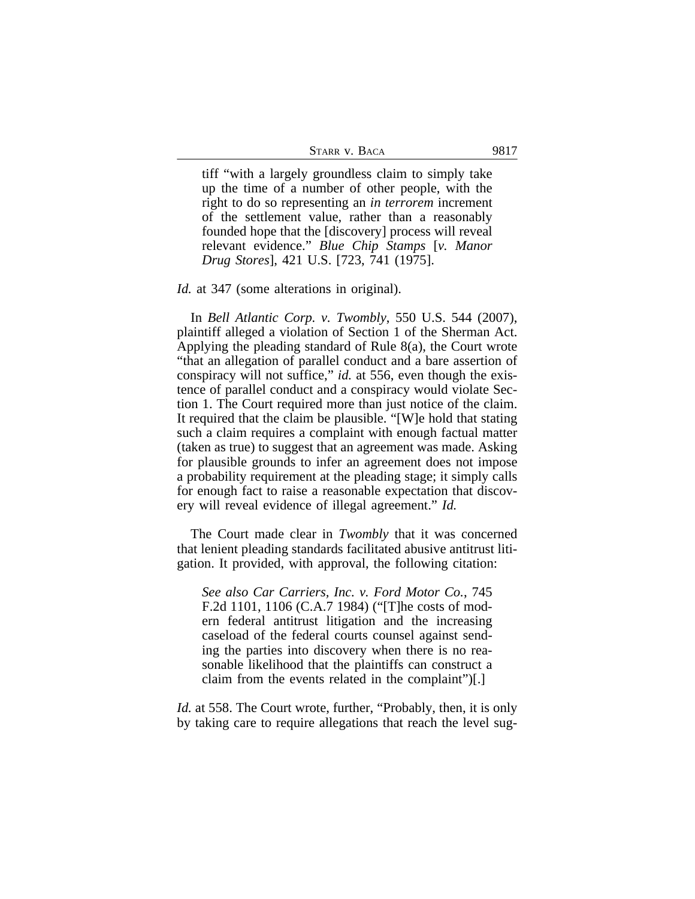> tiff "with a largely groundless claim to simply take up the time of a number of other people, with the right to do so representing an *in terrorem* increment of the settlement value, rather than a reasonably founded hope that the [discovery] process will reveal relevant evidence." *Blue Chip Stamps* [*v. Manor Drug Stores*], 421 U.S. [723, 741 (1975].

*Id.* at 347 (some alterations in original).

In *Bell Atlantic Corp. v. Twombly*, 550 U.S. 544 (2007), plaintiff alleged a violation of Section 1 of the Sherman Act. Applying the pleading standard of Rule 8(a), the Court wrote "that an allegation of parallel conduct and a bare assertion of conspiracy will not suffice," *id.* at 556, even though the existence of parallel conduct and a conspiracy would violate Section 1. The Court required more than just notice of the claim. It required that the claim be plausible. "[W]e hold that stating such a claim requires a complaint with enough factual matter (taken as true) to suggest that an agreement was made. Asking for plausible grounds to infer an agreement does not impose a probability requirement at the pleading stage; it simply calls for enough fact to raise a reasonable expectation that discovery will reveal evidence of illegal agreement." *Id.*

The Court made clear in *Twombly* that it was concerned that lenient pleading standards facilitated abusive antitrust litigation. It provided, with approval, the following citation:

> *See also Car Carriers, Inc. v. Ford Motor Co.*, 745 F.2d 1101, 1106 (C.A.7 1984) ("[T]he costs of modern federal antitrust litigation and the increasing caseload of the federal courts counsel against sending the parties into discovery when there is no reasonable likelihood that the plaintiffs can construct a claim from the events related in the complaint")[.]

*Id.* at 558. The Court wrote, further, "Probably, then, it is only by taking care to require allegations that reach the level sug-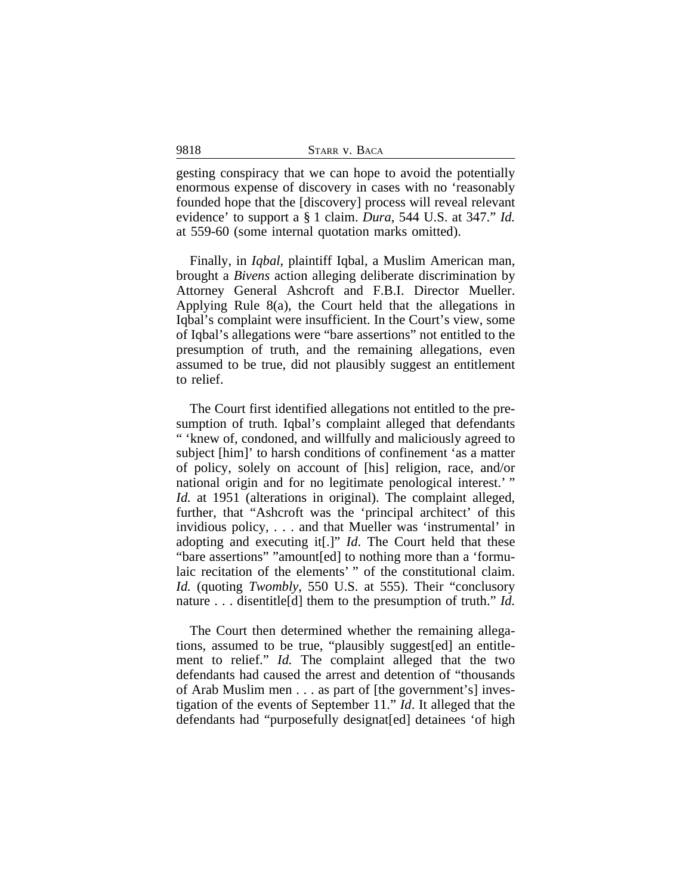gesting conspiracy that we can hope to avoid the potentially enormous expense of discovery in cases with no 'reasonably founded hope that the [discovery] process will reveal relevant evidence' to support a § 1 claim. *Dura*, 544 U.S. at 347." *Id.* at 559-60 (some internal quotation marks omitted).

Finally, in *Iqbal*, plaintiff Iqbal, a Muslim American man, brought a *Bivens* action alleging deliberate discrimination by Attorney General Ashcroft and F.B.I. Director Mueller. Applying Rule 8(a), the Court held that the allegations in Iqbal's complaint were insufficient. In the Court's view, some of Iqbal's allegations were "bare assertions" not entitled to the presumption of truth, and the remaining allegations, even assumed to be true, did not plausibly suggest an entitlement to relief.

The Court first identified allegations not entitled to the presumption of truth. Iqbal's complaint alleged that defendants " 'knew of, condoned, and willfully and maliciously agreed to subject [him]' to harsh conditions of confinement 'as a matter of policy, solely on account of [his] religion, race, and/or national origin and for no legitimate penological interest.' " *Id.* at 1951 (alterations in original). The complaint alleged, further, that "Ashcroft was the 'principal architect' of this invidious policy, . . . and that Mueller was 'instrumental' in adopting and executing it[.]" *Id*. The Court held that these "bare assertions" "amount[ed] to nothing more than a 'formulaic recitation of the elements' " of the constitutional claim. *Id.* (quoting *Twombly*, 550 U.S. at 555). Their "conclusory nature . . . disentitle[d] them to the presumption of truth." *Id.*

The Court then determined whether the remaining allegations, assumed to be true, "plausibly suggest[ed] an entitlement to relief." *Id.* The complaint alleged that the two defendants had caused the arrest and detention of "thousands of Arab Muslim men . . . as part of [the government's] investigation of the events of September 11." *Id*. It alleged that the defendants had "purposefully designat[ed] detainees 'of high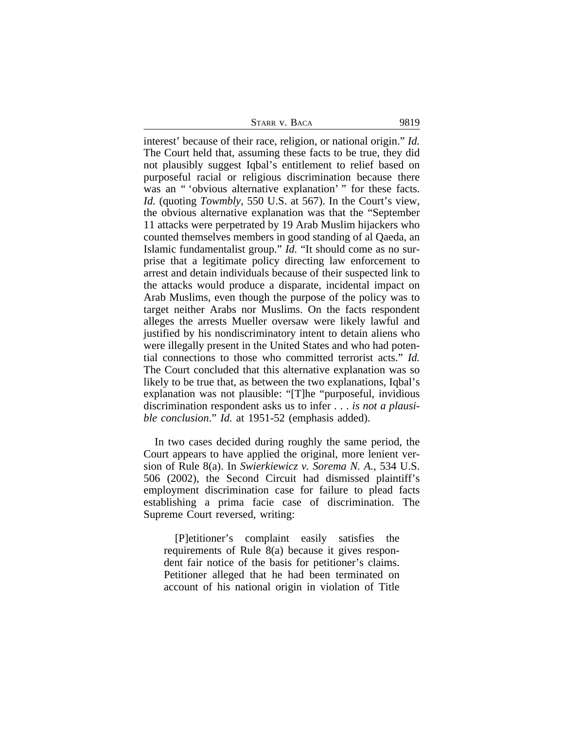interest' because of their race, religion, or national origin." *Id.* The Court held that, assuming these facts to be true, they did not plausibly suggest Iqbal's entitlement to relief based on purposeful racial or religious discrimination because there was an " 'obvious alternative explanation' " for these facts. *Id.* (quoting *Towmbly*, 550 U.S. at 567). In the Court's view, the obvious alternative explanation was that the "September 11 attacks were perpetrated by 19 Arab Muslim hijackers who counted themselves members in good standing of al Qaeda, an Islamic fundamentalist group." *Id.* "It should come as no surprise that a legitimate policy directing law enforcement to arrest and detain individuals because of their suspected link to the attacks would produce a disparate, incidental impact on Arab Muslims, even though the purpose of the policy was to target neither Arabs nor Muslims. On the facts respondent alleges the arrests Mueller oversaw were likely lawful and justified by his nondiscriminatory intent to detain aliens who were illegally present in the United States and who had potential connections to those who committed terrorist acts." *Id.* The Court concluded that this alternative explanation was so likely to be true that, as between the two explanations, Iqbal's explanation was not plausible: "[T]he "purposeful, invidious discrimination respondent asks us to infer . . . *is not a plausible conclusion*." *Id.* at 1951-52 (emphasis added).

In two cases decided during roughly the same period, the Court appears to have applied the original, more lenient version of Rule 8(a). In *Swierkiewicz v. Sorema N. A.*, 534 U.S. 506 (2002), the Second Circuit had dismissed plaintiff's employment discrimination case for failure to plead facts establishing a prima facie case of discrimination. The Supreme Court reversed, writing:

> [P]etitioner's complaint easily satisfies the requirements of Rule 8(a) because it gives respondent fair notice of the basis for petitioner's claims. Petitioner alleged that he had been terminated on account of his national origin in violation of Title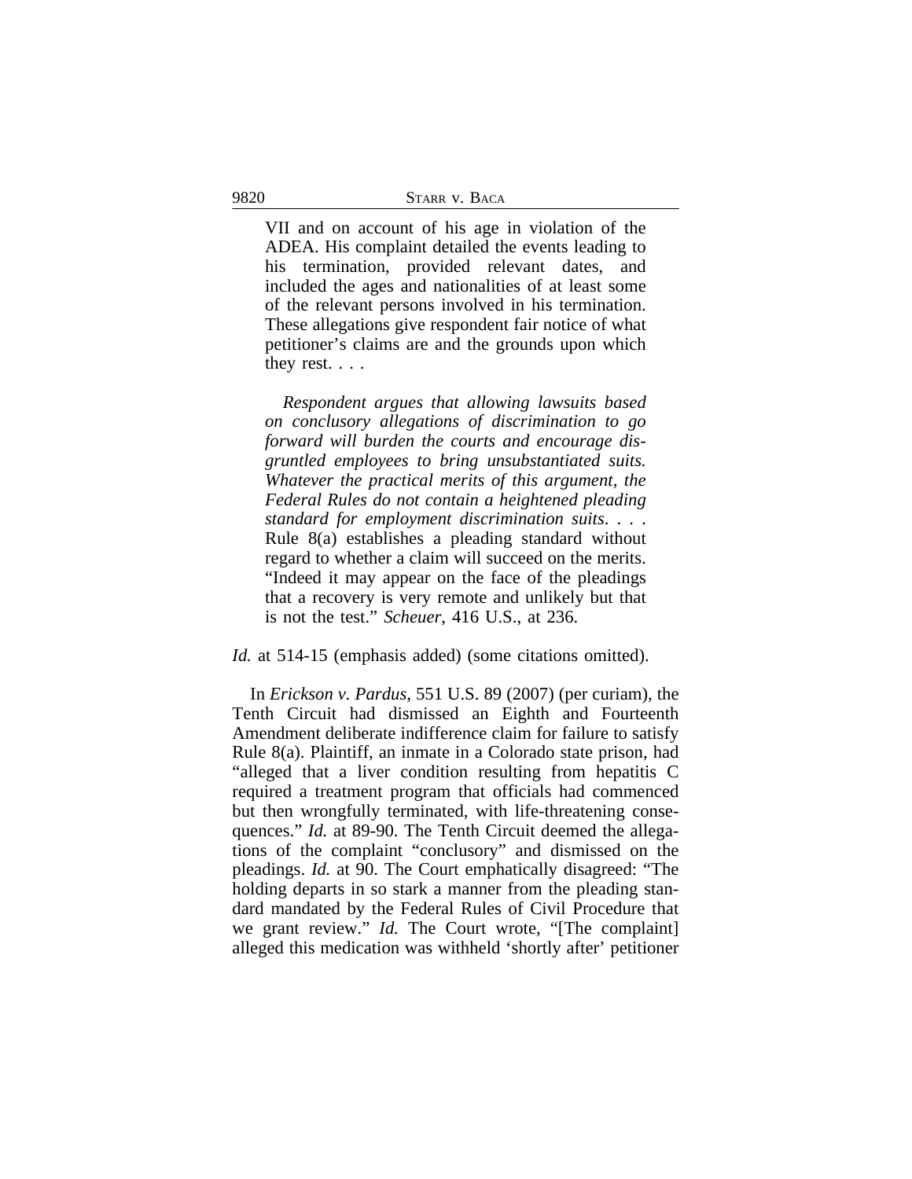> VII and on account of his age in violation of the ADEA. His complaint detailed the events leading to his termination, provided relevant dates, and included the ages and nationalities of at least some of the relevant persons involved in his termination. These allegations give respondent fair notice of what petitioner's claims are and the grounds upon which they rest. . . .
>
> *Respondent argues that allowing lawsuits based on conclusory allegations of discrimination to go forward will burden the courts and encourage disgruntled employees to bring unsubstantiated suits. Whatever the practical merits of this argument, the Federal Rules do not contain a heightened pleading standard for employment discrimination suits*. . . . Rule 8(a) establishes a pleading standard without regard to whether a claim will succeed on the merits. "Indeed it may appear on the face of the pleadings that a recovery is very remote and unlikely but that is not the test." *Scheuer*, 416 U.S., at 236.

*Id.* at 514-15 (emphasis added) (some citations omitted).

In *Erickson v. Pardus*, 551 U.S. 89 (2007) (per curiam), the Tenth Circuit had dismissed an Eighth and Fourteenth Amendment deliberate indifference claim for failure to satisfy Rule 8(a). Plaintiff, an inmate in a Colorado state prison, had "alleged that a liver condition resulting from hepatitis C required a treatment program that officials had commenced but then wrongfully terminated, with life-threatening consequences." *Id.* at 89-90. The Tenth Circuit deemed the allegations of the complaint "conclusory" and dismissed on the pleadings. *Id.* at 90. The Court emphatically disagreed: "The holding departs in so stark a manner from the pleading standard mandated by the Federal Rules of Civil Procedure that we grant review." *Id.* The Court wrote, "[The complaint] alleged this medication was withheld 'shortly after' petitioner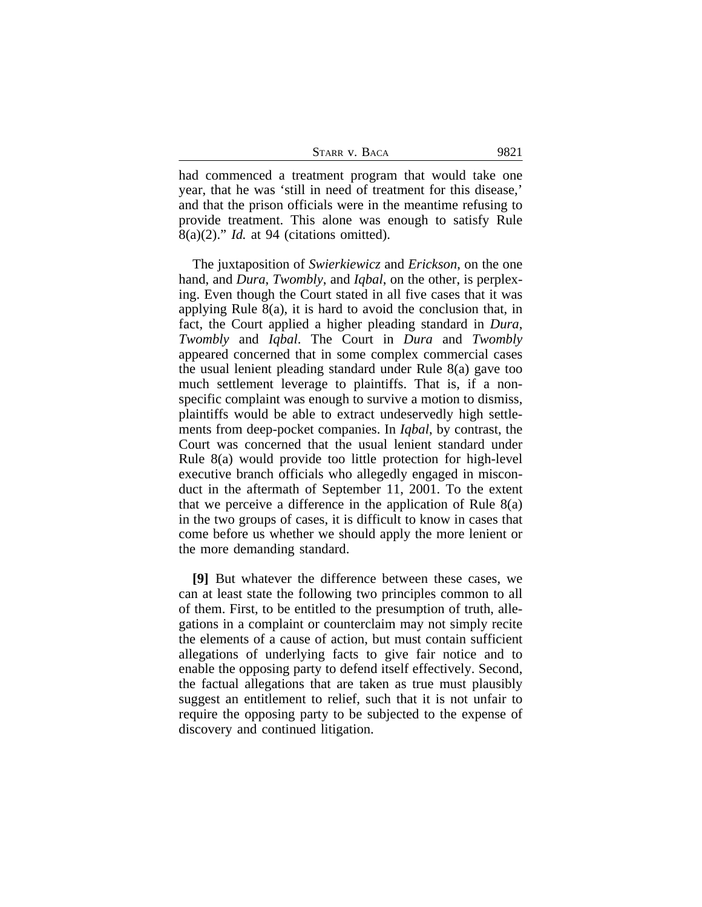had commenced a treatment program that would take one year, that he was 'still in need of treatment for this disease,' and that the prison officials were in the meantime refusing to provide treatment. This alone was enough to satisfy Rule 8(a)(2)." *Id.* at 94 (citations omitted).

The juxtaposition of *Swierkiewicz* and *Erickson*, on the one hand, and *Dura*, *Twombly*, and *Iqbal*, on the other, is perplexing. Even though the Court stated in all five cases that it was applying Rule 8(a), it is hard to avoid the conclusion that, in fact, the Court applied a higher pleading standard in *Dura*, *Twombly* and *Iqbal*. The Court in *Dura* and *Twombly* appeared concerned that in some complex commercial cases the usual lenient pleading standard under Rule 8(a) gave too much settlement leverage to plaintiffs. That is, if a non-specific complaint was enough to survive a motion to dismiss, plaintiffs would be able to extract undeservedly high settlements from deep-pocket companies. In *Iqbal*, by contrast, the Court was concerned that the usual lenient standard under Rule 8(a) would provide too little protection for high-level executive branch officials who allegedly engaged in misconduct in the aftermath of September 11, 2001. To the extent that we perceive a difference in the application of Rule 8(a) in the two groups of cases, it is difficult to know in cases that come before us whether we should apply the more lenient or the more demanding standard.

**[9]** But whatever the difference between these cases, we can at least state the following two principles common to all of them. First, to be entitled to the presumption of truth, allegations in a complaint or counterclaim may not simply recite the elements of a cause of action, but must contain sufficient allegations of underlying facts to give fair notice and to enable the opposing party to defend itself effectively. Second, the factual allegations that are taken as true must plausibly suggest an entitlement to relief, such that it is not unfair to require the opposing party to be subjected to the expense of discovery and continued litigation.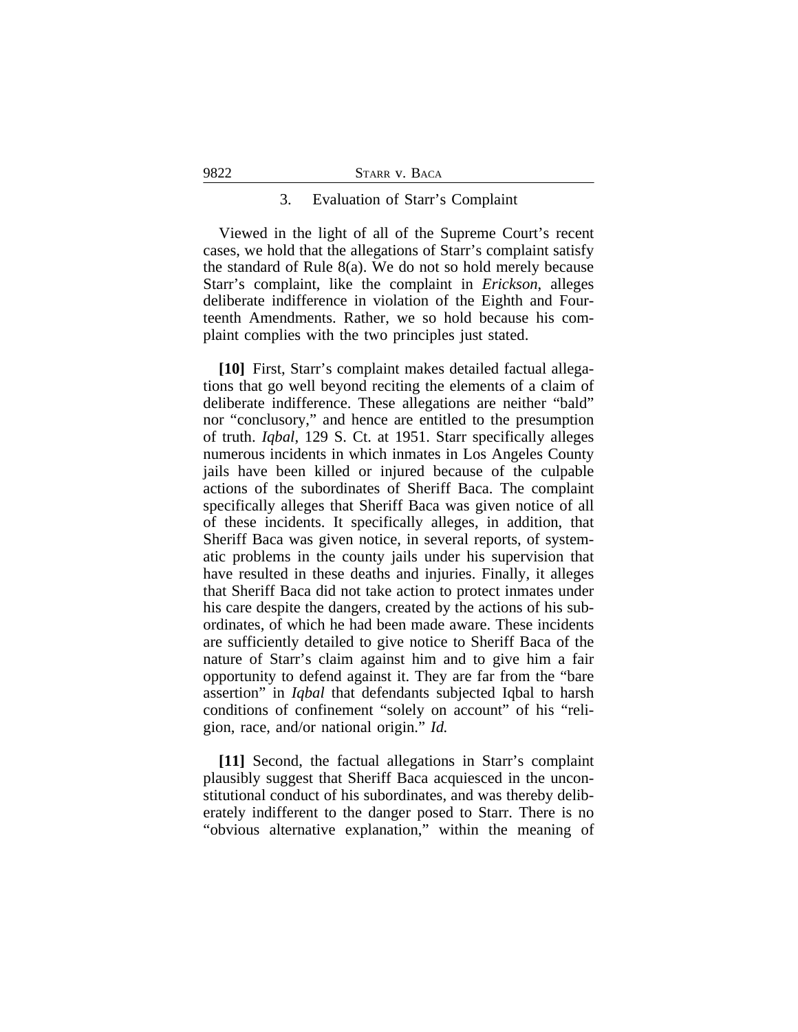### 3. Evaluation of Starr's Complaint

Viewed in the light of all of the Supreme Court's recent cases, we hold that the allegations of Starr's complaint satisfy the standard of Rule 8(a). We do not so hold merely because Starr's complaint, like the complaint in *Erickson*, alleges deliberate indifference in violation of the Eighth and Fourteenth Amendments. Rather, we so hold because his complaint complies with the two principles just stated.

**[10]** First, Starr's complaint makes detailed factual allegations that go well beyond reciting the elements of a claim of deliberate indifference. These allegations are neither "bald" nor "conclusory," and hence are entitled to the presumption of truth. *Iqbal*, 129 S. Ct. at 1951. Starr specifically alleges numerous incidents in which inmates in Los Angeles County jails have been killed or injured because of the culpable actions of the subordinates of Sheriff Baca. The complaint specifically alleges that Sheriff Baca was given notice of all of these incidents. It specifically alleges, in addition, that Sheriff Baca was given notice, in several reports, of systematic problems in the county jails under his supervision that have resulted in these deaths and injuries. Finally, it alleges that Sheriff Baca did not take action to protect inmates under his care despite the dangers, created by the actions of his subordinates, of which he had been made aware. These incidents are sufficiently detailed to give notice to Sheriff Baca of the nature of Starr's claim against him and to give him a fair opportunity to defend against it. They are far from the "bare assertion" in *Iqbal* that defendants subjected Iqbal to harsh conditions of confinement "solely on account" of his "religion, race, and/or national origin." *Id.*

**[11]** Second, the factual allegations in Starr's complaint plausibly suggest that Sheriff Baca acquiesced in the unconstitutional conduct of his subordinates, and was thereby deliberately indifferent to the danger posed to Starr. There is no "obvious alternative explanation," within the meaning of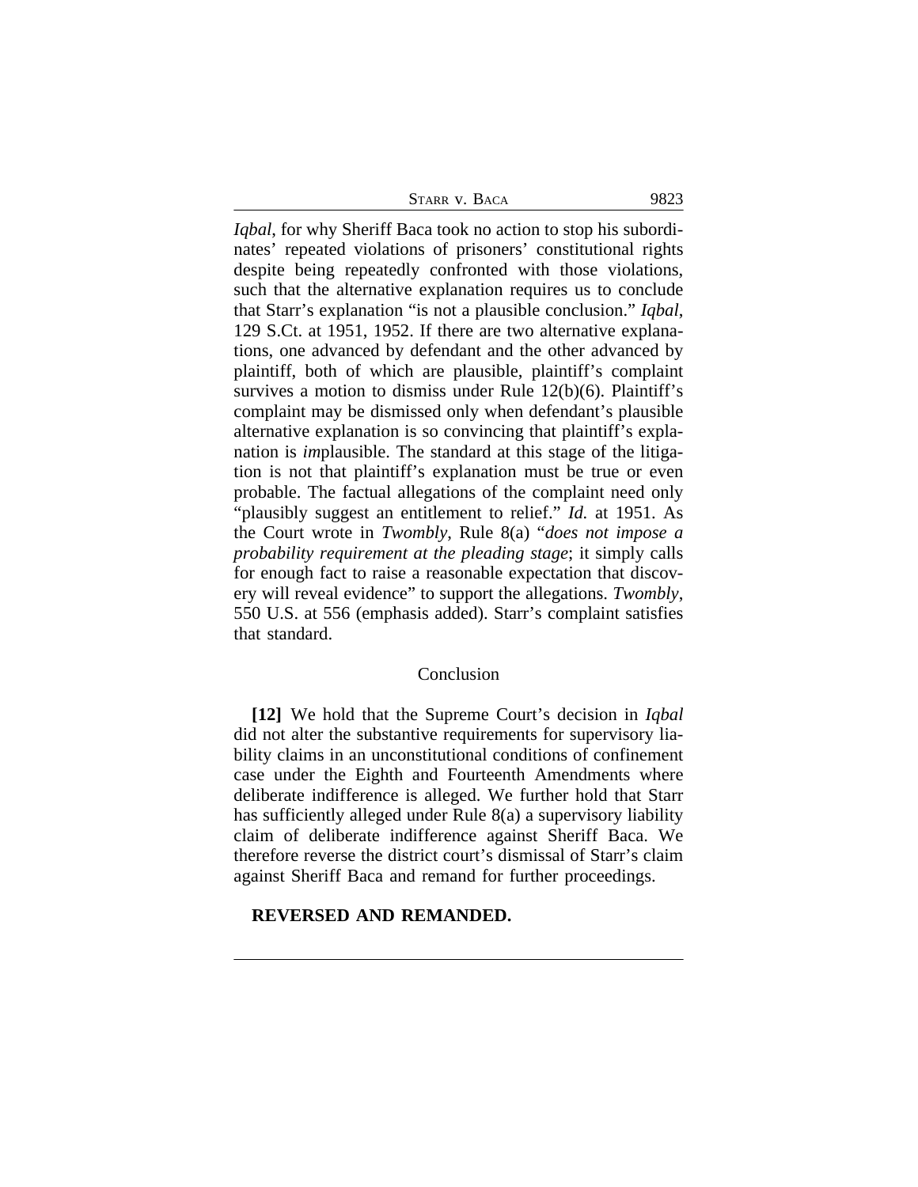*Iqbal*, for why Sheriff Baca took no action to stop his subordinates' repeated violations of prisoners' constitutional rights despite being repeatedly confronted with those violations, such that the alternative explanation requires us to conclude that Starr's explanation "is not a plausible conclusion." *Iqbal*, 129 S.Ct. at 1951, 1952. If there are two alternative explanations, one advanced by defendant and the other advanced by plaintiff, both of which are plausible, plaintiff's complaint survives a motion to dismiss under Rule 12(b)(6). Plaintiff's complaint may be dismissed only when defendant's plausible alternative explanation is so convincing that plaintiff's explanation is *im*plausible. The standard at this stage of the litigation is not that plaintiff's explanation must be true or even probable. The factual allegations of the complaint need only "plausibly suggest an entitlement to relief." *Id.* at 1951. As the Court wrote in *Twombly*, Rule 8(a) "*does not impose a probability requirement at the pleading stage*; it simply calls for enough fact to raise a reasonable expectation that discovery will reveal evidence" to support the allegations. *Twombly*, 550 U.S. at 556 (emphasis added). Starr's complaint satisfies that standard.

## Conclusion

**[12]** We hold that the Supreme Court's decision in *Iqbal* did not alter the substantive requirements for supervisory liability claims in an unconstitutional conditions of confinement case under the Eighth and Fourteenth Amendments where deliberate indifference is alleged. We further hold that Starr has sufficiently alleged under Rule 8(a) a supervisory liability claim of deliberate indifference against Sheriff Baca. We therefore reverse the district court's dismissal of Starr's claim against Sheriff Baca and remand for further proceedings.

**REVERSED AND REMANDED.**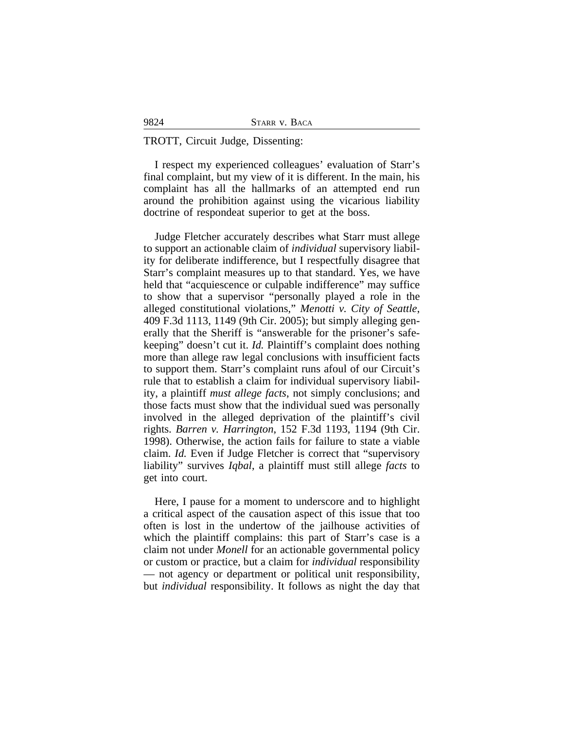TROTT, Circuit Judge, Dissenting:

I respect my experienced colleagues' evaluation of Starr's final complaint, but my view of it is different. In the main, his complaint has all the hallmarks of an attempted end run around the prohibition against using the vicarious liability doctrine of respondeat superior to get at the boss.

Judge Fletcher accurately describes what Starr must allege to support an actionable claim of *individual* supervisory liability for deliberate indifference, but I respectfully disagree that Starr's complaint measures up to that standard. Yes, we have held that "acquiescence or culpable indifference" may suffice to show that a supervisor "personally played a role in the alleged constitutional violations," *Menotti v. City of Seattle*, 409 F.3d 1113, 1149 (9th Cir. 2005); but simply alleging generally that the Sheriff is "answerable for the prisoner's safekeeping" doesn't cut it. *Id.* Plaintiff's complaint does nothing more than allege raw legal conclusions with insufficient facts to support them. Starr's complaint runs afoul of our Circuit's rule that to establish a claim for individual supervisory liability, a plaintiff *must allege facts*, not simply conclusions; and those facts must show that the individual sued was personally involved in the alleged deprivation of the plaintiff's civil rights. *Barren v. Harrington*, 152 F.3d 1193, 1194 (9th Cir. 1998). Otherwise, the action fails for failure to state a viable claim. *Id.* Even if Judge Fletcher is correct that "supervisory liability" survives *Iqbal*, a plaintiff must still allege *facts* to get into court.

Here, I pause for a moment to underscore and to highlight a critical aspect of the causation aspect of this issue that too often is lost in the undertow of the jailhouse activities of which the plaintiff complains: this part of Starr's case is a claim not under *Monell* for an actionable governmental policy or custom or practice, but a claim for *individual* responsibility — not agency or department or political unit responsibility, but *individual* responsibility. It follows as night the day that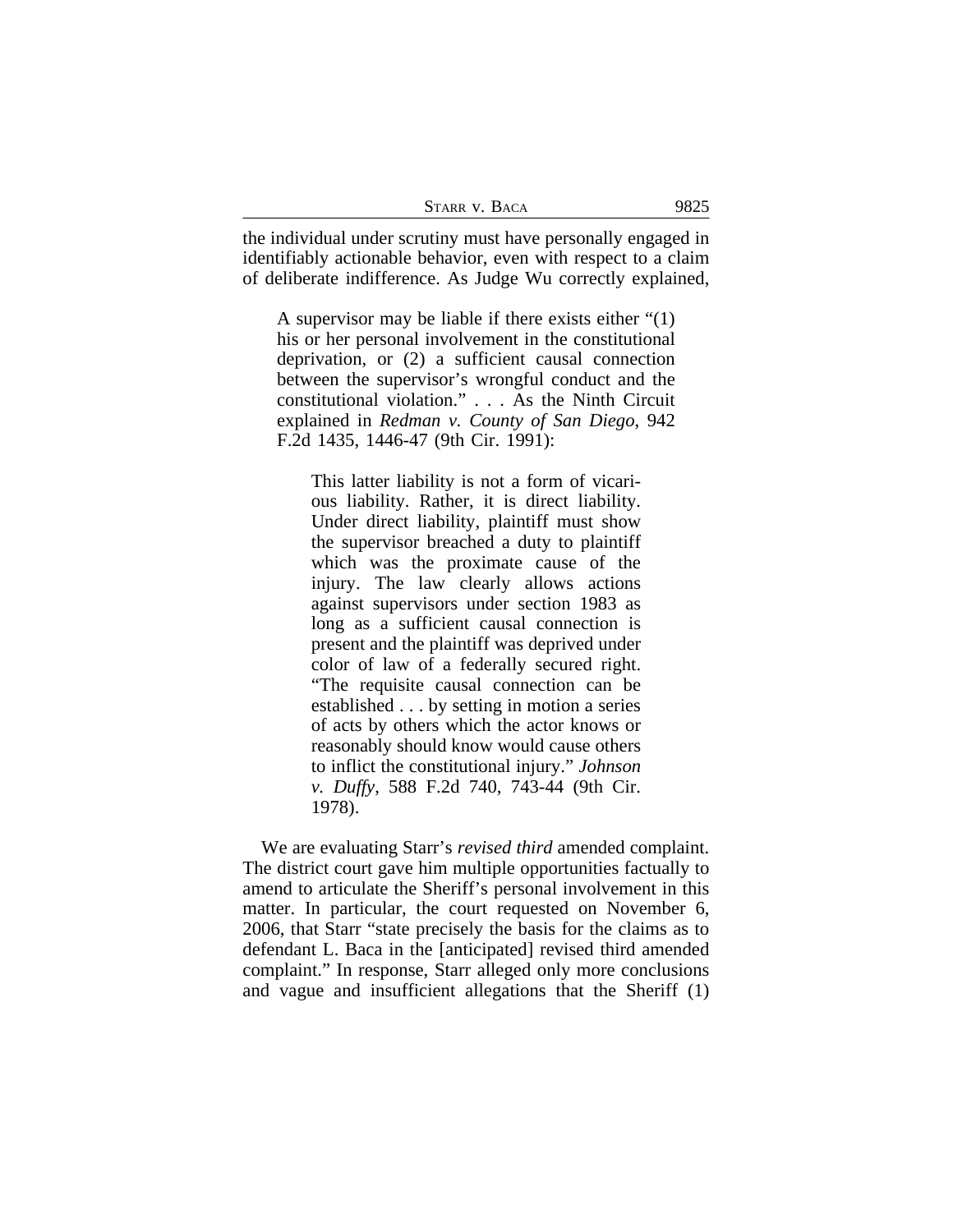the individual under scrutiny must have personally engaged in identifiably actionable behavior, even with respect to a claim of deliberate indifference. As Judge Wu correctly explained,

> A supervisor may be liable if there exists either "(1) his or her personal involvement in the constitutional deprivation, or (2) a sufficient causal connection between the supervisor's wrongful conduct and the constitutional violation." . . . As the Ninth Circuit explained in *Redman v. County of San Diego*, 942 F.2d 1435, 1446-47 (9th Cir. 1991):
>
>> This latter liability is not a form of vicarious liability. Rather, it is direct liability. Under direct liability, plaintiff must show the supervisor breached a duty to plaintiff which was the proximate cause of the injury. The law clearly allows actions against supervisors under section 1983 as long as a sufficient causal connection is present and the plaintiff was deprived under color of law of a federally secured right. "The requisite causal connection can be established . . . by setting in motion a series of acts by others which the actor knows or reasonably should know would cause others to inflict the constitutional injury." *Johnson v. Duffy*, 588 F.2d 740, 743-44 (9th Cir. 1978).

We are evaluating Starr's *revised third* amended complaint. The district court gave him multiple opportunities factually to amend to articulate the Sheriff's personal involvement in this matter. In particular, the court requested on November 6, 2006, that Starr "state precisely the basis for the claims as to defendant L. Baca in the [anticipated] revised third amended complaint." In response, Starr alleged only more conclusions and vague and insufficient allegations that the Sheriff (1)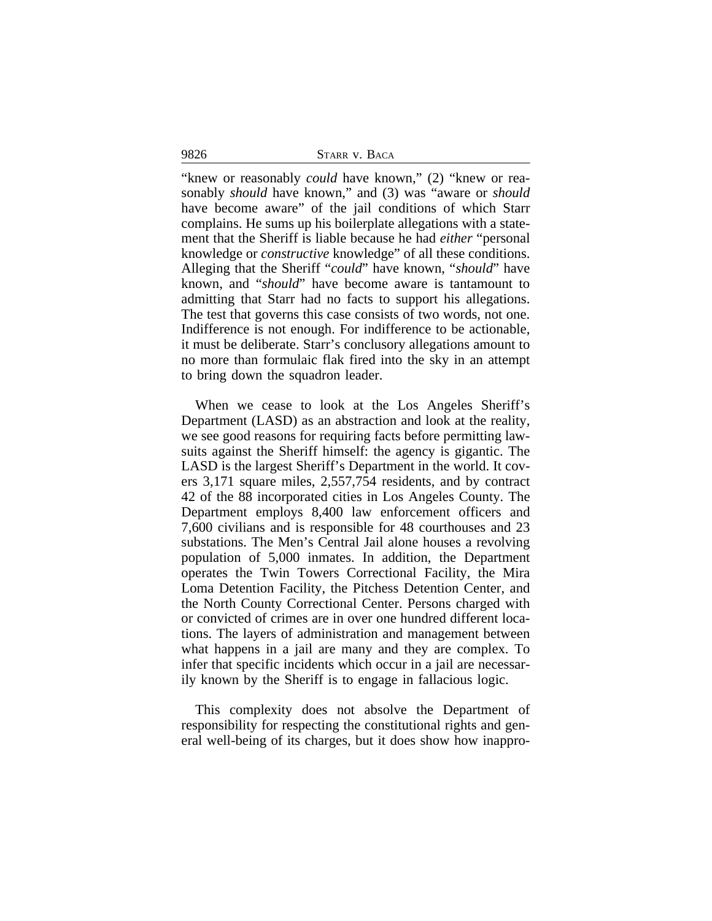"knew or reasonably *could* have known," (2) "knew or reasonably *should* have known," and (3) was "aware or *should* have become aware" of the jail conditions of which Starr complains. He sums up his boilerplate allegations with a statement that the Sheriff is liable because he had *either* "personal knowledge or *constructive* knowledge" of all these conditions. Alleging that the Sheriff "*could*" have known, "*should*" have known, and "*should*" have become aware is tantamount to admitting that Starr had no facts to support his allegations. The test that governs this case consists of two words, not one. Indifference is not enough. For indifference to be actionable, it must be deliberate. Starr's conclusory allegations amount to no more than formulaic flak fired into the sky in an attempt to bring down the squadron leader.

When we cease to look at the Los Angeles Sheriff's Department (LASD) as an abstraction and look at the reality, we see good reasons for requiring facts before permitting lawsuits against the Sheriff himself: the agency is gigantic. The LASD is the largest Sheriff's Department in the world. It covers 3,171 square miles, 2,557,754 residents, and by contract 42 of the 88 incorporated cities in Los Angeles County. The Department employs 8,400 law enforcement officers and 7,600 civilians and is responsible for 48 courthouses and 23 substations. The Men's Central Jail alone houses a revolving population of 5,000 inmates. In addition, the Department operates the Twin Towers Correctional Facility, the Mira Loma Detention Facility, the Pitchess Detention Center, and the North County Correctional Center. Persons charged with or convicted of crimes are in over one hundred different locations. The layers of administration and management between what happens in a jail are many and they are complex. To infer that specific incidents which occur in a jail are necessarily known by the Sheriff is to engage in fallacious logic.

This complexity does not absolve the Department of responsibility for respecting the constitutional rights and general well-being of its charges, but it does show how inappro-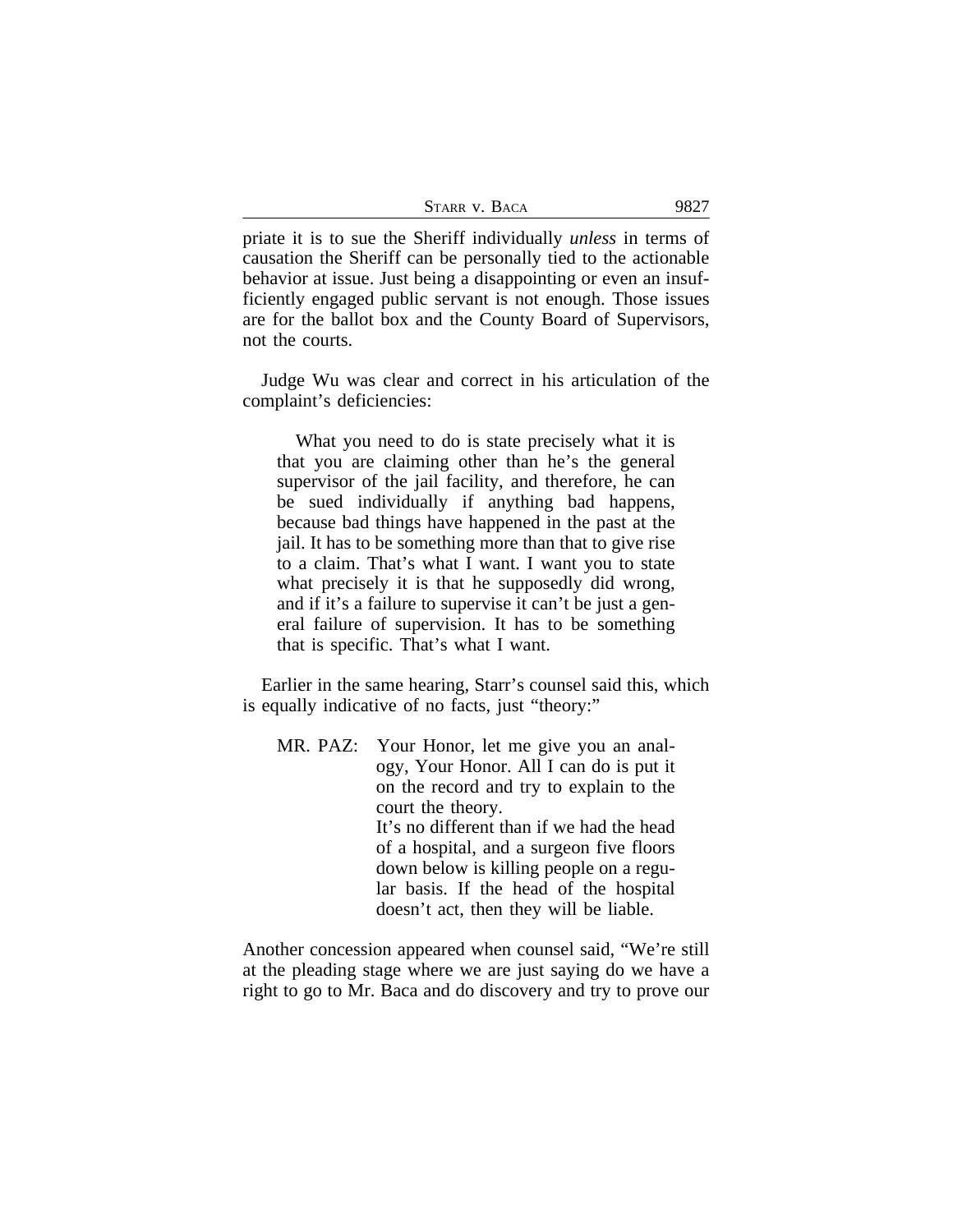priate it is to sue the Sheriff individually *unless* in terms of causation the Sheriff can be personally tied to the actionable behavior at issue. Just being a disappointing or even an insufficiently engaged public servant is not enough. Those issues are for the ballot box and the County Board of Supervisors, not the courts.

Judge Wu was clear and correct in his articulation of the complaint's deficiencies:

> What you need to do is state precisely what it is that you are claiming other than he's the general supervisor of the jail facility, and therefore, he can be sued individually if anything bad happens, because bad things have happened in the past at the jail. It has to be something more than that to give rise to a claim. That's what I want. I want you to state what precisely it is that he supposedly did wrong, and if it's a failure to supervise it can't be just a general failure of supervision. It has to be something that is specific. That's what I want.

Earlier in the same hearing, Starr's counsel said this, which is equally indicative of no facts, just "theory:"

> MR. PAZ: Your Honor, let me give you an analogy, Your Honor. All I can do is put it on the record and try to explain to the court the theory.
>
> It's no different than if we had the head of a hospital, and a surgeon five floors down below is killing people on a regular basis. If the head of the hospital doesn't act, then they will be liable.

Another concession appeared when counsel said, "We're still at the pleading stage where we are just saying do we have a right to go to Mr. Baca and do discovery and try to prove our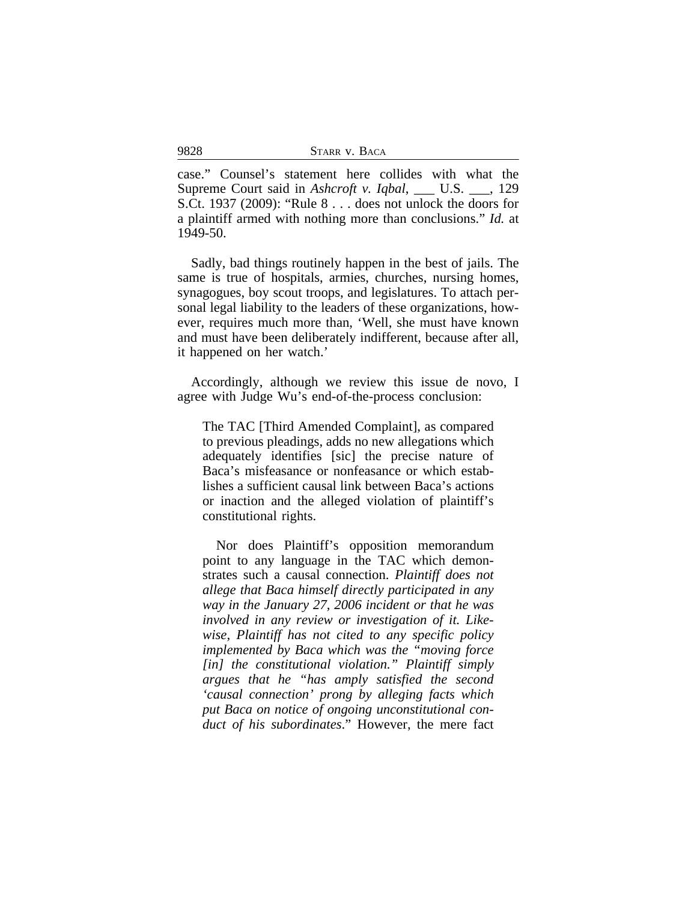case." Counsel's statement here collides with what the Supreme Court said in *Ashcroft v. Iqbal*, ___ U.S. ___, 129 S.Ct. 1937 (2009): "Rule 8 . . . does not unlock the doors for a plaintiff armed with nothing more than conclusions." *Id.* at 1949-50.

Sadly, bad things routinely happen in the best of jails. The same is true of hospitals, armies, churches, nursing homes, synagogues, boy scout troops, and legislatures. To attach personal legal liability to the leaders of these organizations, however, requires much more than, 'Well, she must have known and must have been deliberately indifferent, because after all, it happened on her watch.'

Accordingly, although we review this issue de novo, I agree with Judge Wu's end-of-the-process conclusion:

> The TAC [Third Amended Complaint], as compared to previous pleadings, adds no new allegations which adequately identifies [sic] the precise nature of Baca's misfeasance or nonfeasance or which establishes a sufficient causal link between Baca's actions or inaction and the alleged violation of plaintiff's constitutional rights.
>
> Nor does Plaintiff's opposition memorandum point to any language in the TAC which demonstrates such a causal connection. *Plaintiff does not allege that Baca himself directly participated in any way in the January 27, 2006 incident or that he was involved in any review or investigation of it. Likewise, Plaintiff has not cited to any specific policy implemented by Baca which was the "moving force [in] the constitutional violation." Plaintiff simply argues that he "has amply satisfied the second 'causal connection' prong by alleging facts which put Baca on notice of ongoing unconstitutional conduct of his subordinates*." However, the mere fact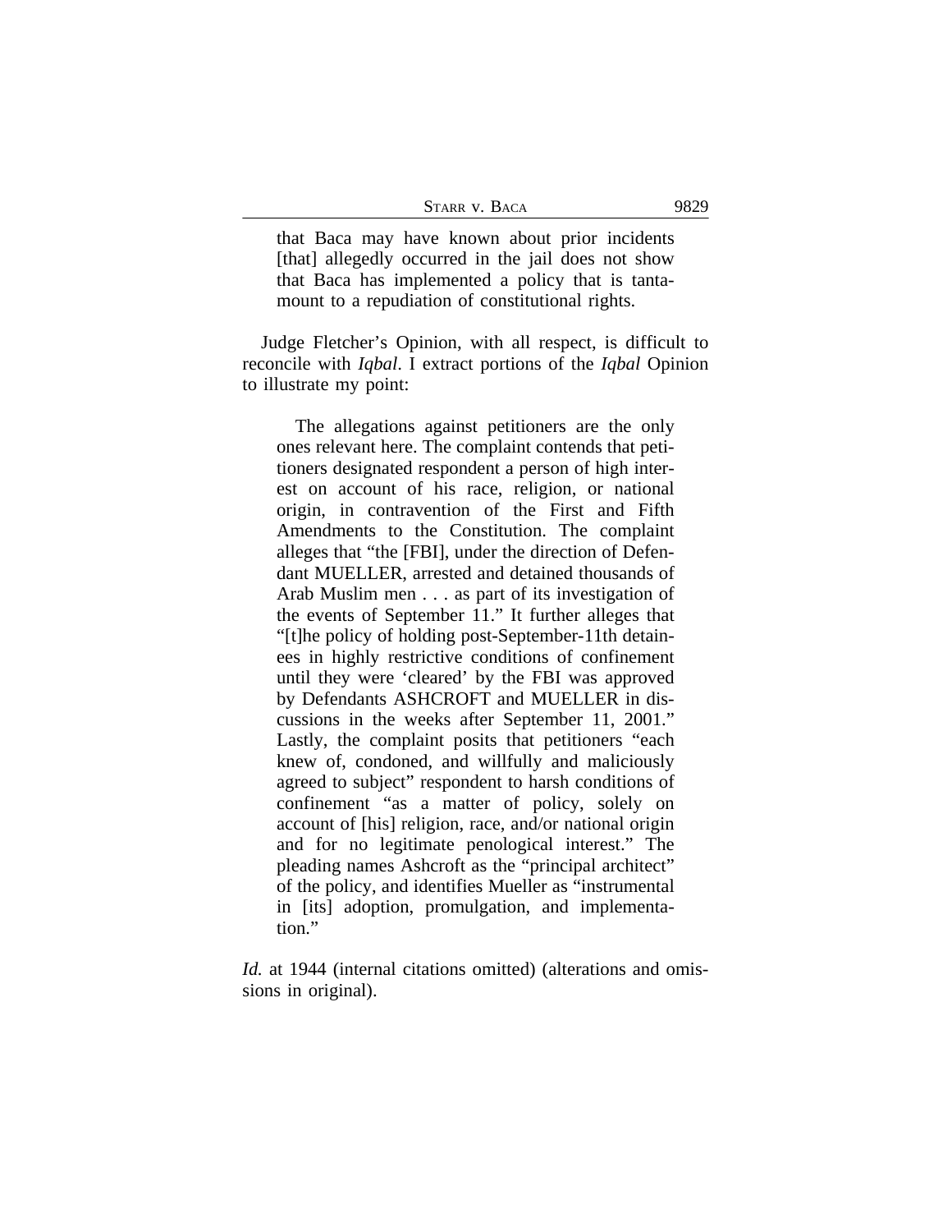> that Baca may have known about prior incidents [that] allegedly occurred in the jail does not show that Baca has implemented a policy that is tantamount to a repudiation of constitutional rights.

Judge Fletcher's Opinion, with all respect, is difficult to reconcile with *Iqbal*. I extract portions of the *Iqbal* Opinion to illustrate my point:

> The allegations against petitioners are the only ones relevant here. The complaint contends that petitioners designated respondent a person of high interest on account of his race, religion, or national origin, in contravention of the First and Fifth Amendments to the Constitution. The complaint alleges that "the [FBI], under the direction of Defendant MUELLER, arrested and detained thousands of Arab Muslim men . . . as part of its investigation of the events of September 11." It further alleges that "[t]he policy of holding post-September-11th detainees in highly restrictive conditions of confinement until they were 'cleared' by the FBI was approved by Defendants ASHCROFT and MUELLER in discussions in the weeks after September 11, 2001." Lastly, the complaint posits that petitioners "each knew of, condoned, and willfully and maliciously agreed to subject" respondent to harsh conditions of confinement "as a matter of policy, solely on account of [his] religion, race, and/or national origin and for no legitimate penological interest." The pleading names Ashcroft as the "principal architect" of the policy, and identifies Mueller as "instrumental in [its] adoption, promulgation, and implementation."

*Id.* at 1944 (internal citations omitted) (alterations and omissions in original).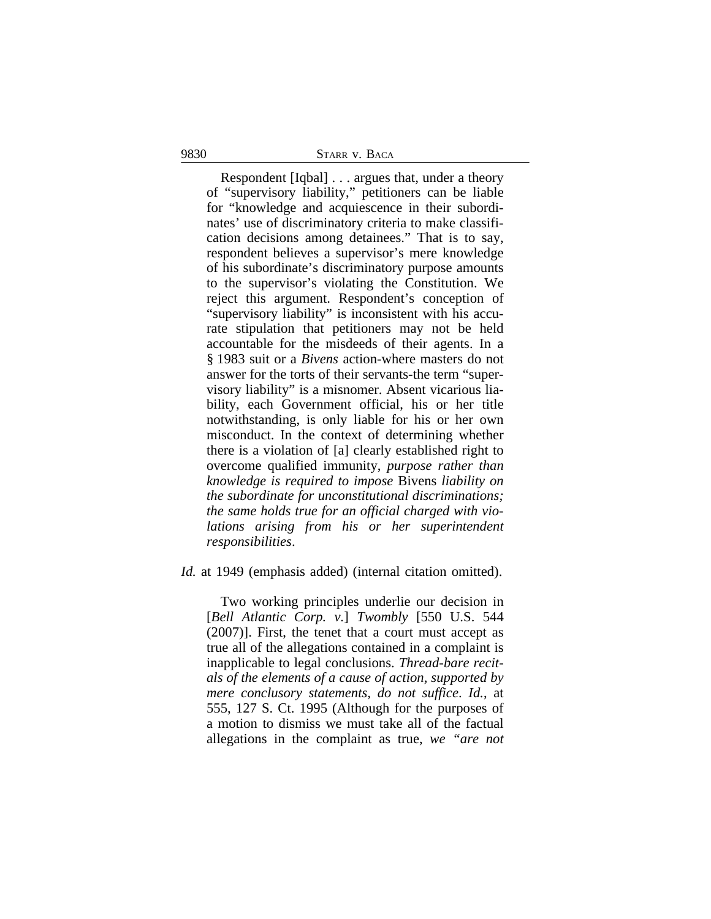> Respondent [Iqbal] . . . argues that, under a theory of "supervisory liability," petitioners can be liable for "knowledge and acquiescence in their subordinates' use of discriminatory criteria to make classification decisions among detainees." That is to say, respondent believes a supervisor's mere knowledge of his subordinate's discriminatory purpose amounts to the supervisor's violating the Constitution. We reject this argument. Respondent's conception of "supervisory liability" is inconsistent with his accurate stipulation that petitioners may not be held accountable for the misdeeds of their agents. In a § 1983 suit or a *Bivens* action-where masters do not answer for the torts of their servants-the term "supervisory liability" is a misnomer. Absent vicarious liability, each Government official, his or her title notwithstanding, is only liable for his or her own misconduct. In the context of determining whether there is a violation of [a] clearly established right to overcome qualified immunity, *purpose rather than knowledge is required to impose* Bivens *liability on the subordinate for unconstitutional discriminations; the same holds true for an official charged with violations arising from his or her superintendent responsibilities*.

*Id.* at 1949 (emphasis added) (internal citation omitted).

> Two working principles underlie our decision in [*Bell Atlantic Corp. v.*] *Twombly* [550 U.S. 544 (2007)]. First, the tenet that a court must accept as true all of the allegations contained in a complaint is inapplicable to legal conclusions. *Thread-bare recitals of the elements of a cause of action, supported by mere conclusory statements, do not suffice*. *Id.*, at 555, 127 S. Ct. 1995 (Although for the purposes of a motion to dismiss we must take all of the factual allegations in the complaint as true, *we "are not*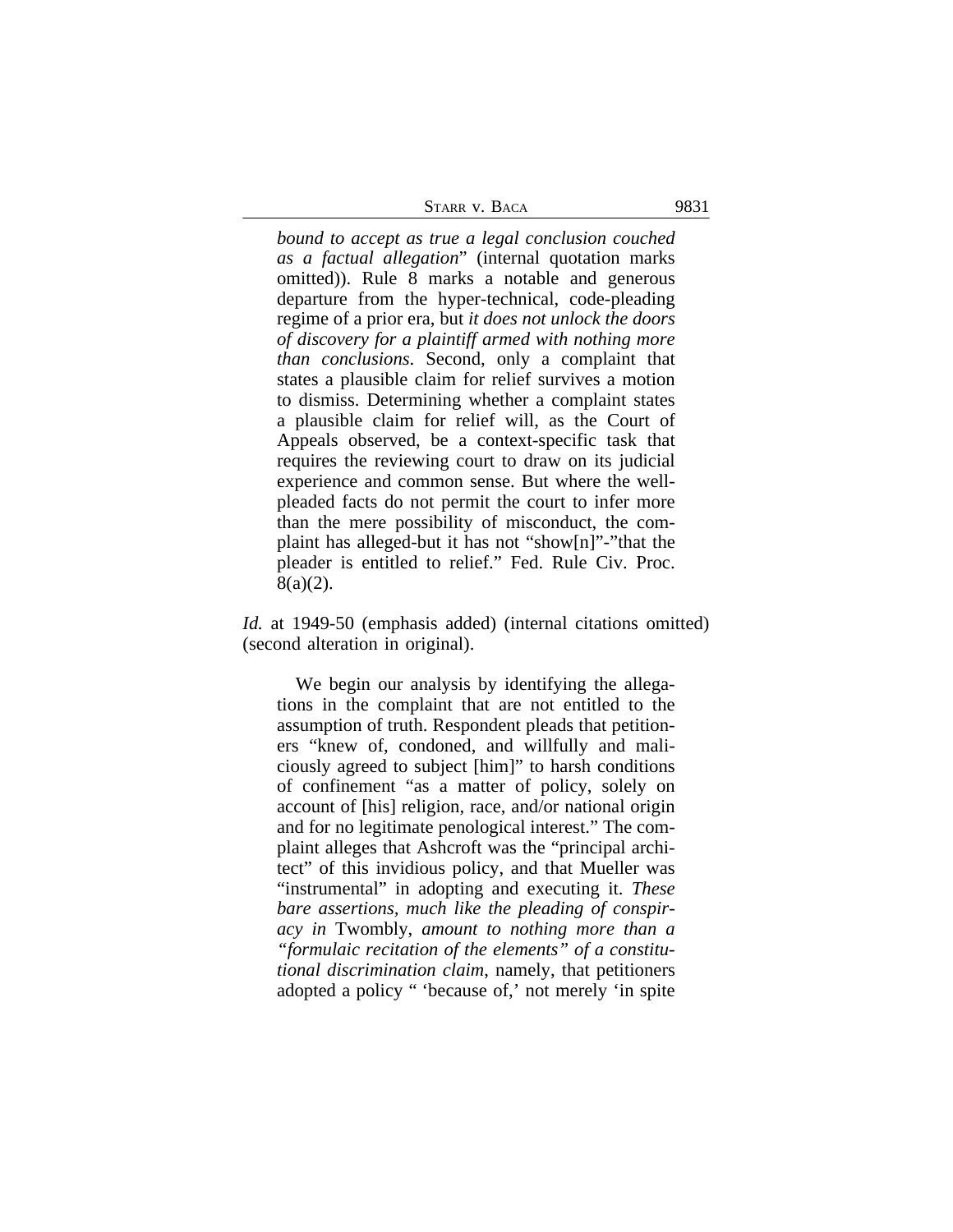> *bound to accept as true a legal conclusion couched as a factual allegation*" (internal quotation marks omitted)). Rule 8 marks a notable and generous departure from the hyper-technical, code-pleading regime of a prior era, but *it does not unlock the doors of discovery for a plaintiff armed with nothing more than conclusions*. Second, only a complaint that states a plausible claim for relief survives a motion to dismiss. Determining whether a complaint states a plausible claim for relief will, as the Court of Appeals observed, be a context-specific task that requires the reviewing court to draw on its judicial experience and common sense. But where the well-pleaded facts do not permit the court to infer more than the mere possibility of misconduct, the complaint has alleged-but it has not "show[n]"-"that the pleader is entitled to relief." Fed. Rule Civ. Proc. 8(a)(2).

*Id.* at 1949-50 (emphasis added) (internal citations omitted) (second alteration in original).

> We begin our analysis by identifying the allegations in the complaint that are not entitled to the assumption of truth. Respondent pleads that petitioners "knew of, condoned, and willfully and maliciously agreed to subject [him]" to harsh conditions of confinement "as a matter of policy, solely on account of [his] religion, race, and/or national origin and for no legitimate penological interest." The complaint alleges that Ashcroft was the "principal architect" of this invidious policy, and that Mueller was "instrumental" in adopting and executing it. *These bare assertions, much like the pleading of conspiracy in* Twombly, *amount to nothing more than a "formulaic recitation of the elements" of a constitutional discrimination claim*, namely, that petitioners adopted a policy " 'because of,' not merely 'in spite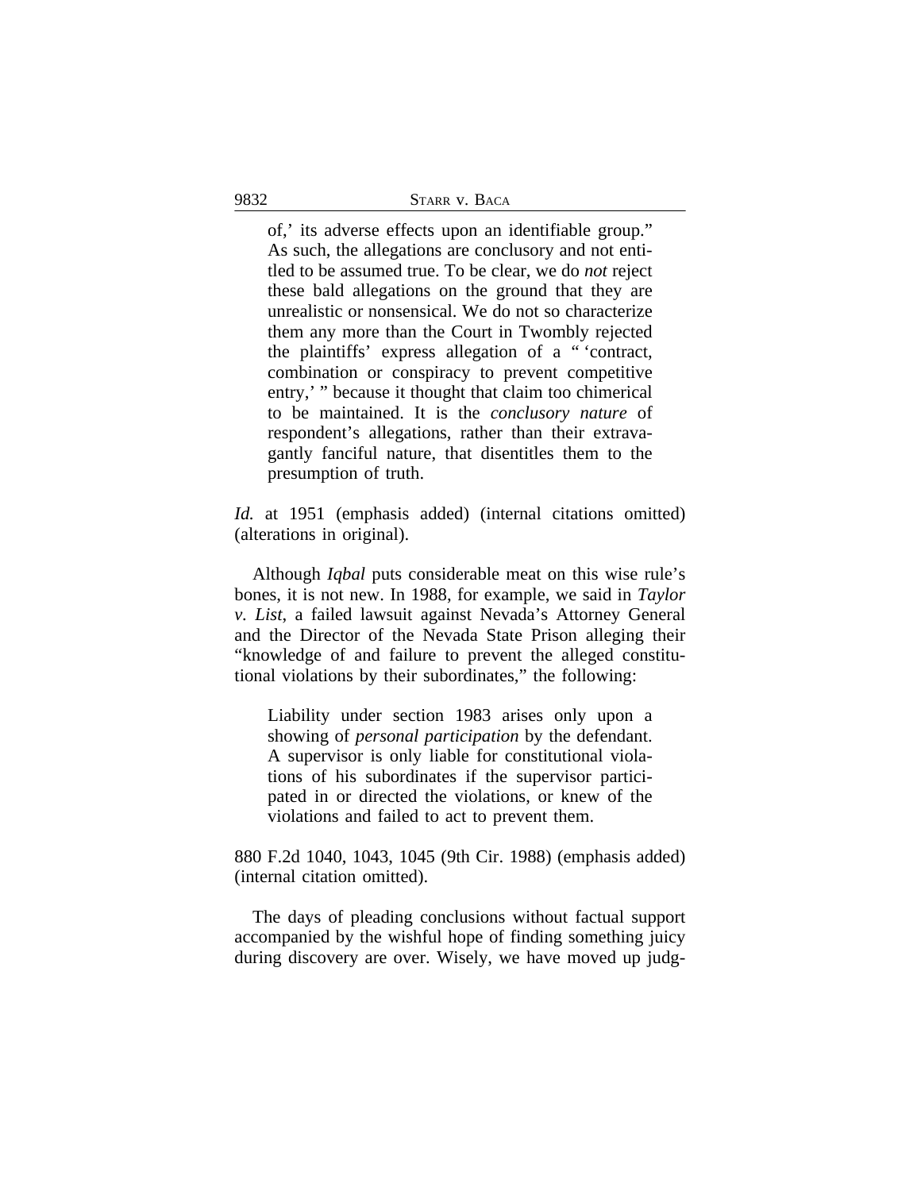> of,' its adverse effects upon an identifiable group." As such, the allegations are conclusory and not entitled to be assumed true. To be clear, we do *not* reject these bald allegations on the ground that they are unrealistic or nonsensical. We do not so characterize them any more than the Court in Twombly rejected the plaintiffs' express allegation of a " 'contract, combination or conspiracy to prevent competitive entry,' " because it thought that claim too chimerical to be maintained. It is the *conclusory nature* of respondent's allegations, rather than their extravagantly fanciful nature, that disentitles them to the presumption of truth.

*Id.* at 1951 (emphasis added) (internal citations omitted) (alterations in original).

Although *Iqbal* puts considerable meat on this wise rule's bones, it is not new. In 1988, for example, we said in *Taylor v. List*, a failed lawsuit against Nevada's Attorney General and the Director of the Nevada State Prison alleging their "knowledge of and failure to prevent the alleged constitutional violations by their subordinates," the following:

> Liability under section 1983 arises only upon a showing of *personal participation* by the defendant. A supervisor is only liable for constitutional violations of his subordinates if the supervisor participated in or directed the violations, or knew of the violations and failed to act to prevent them.

880 F.2d 1040, 1043, 1045 (9th Cir. 1988) (emphasis added) (internal citation omitted).

The days of pleading conclusions without factual support accompanied by the wishful hope of finding something juicy during discovery are over. Wisely, we have moved up judg-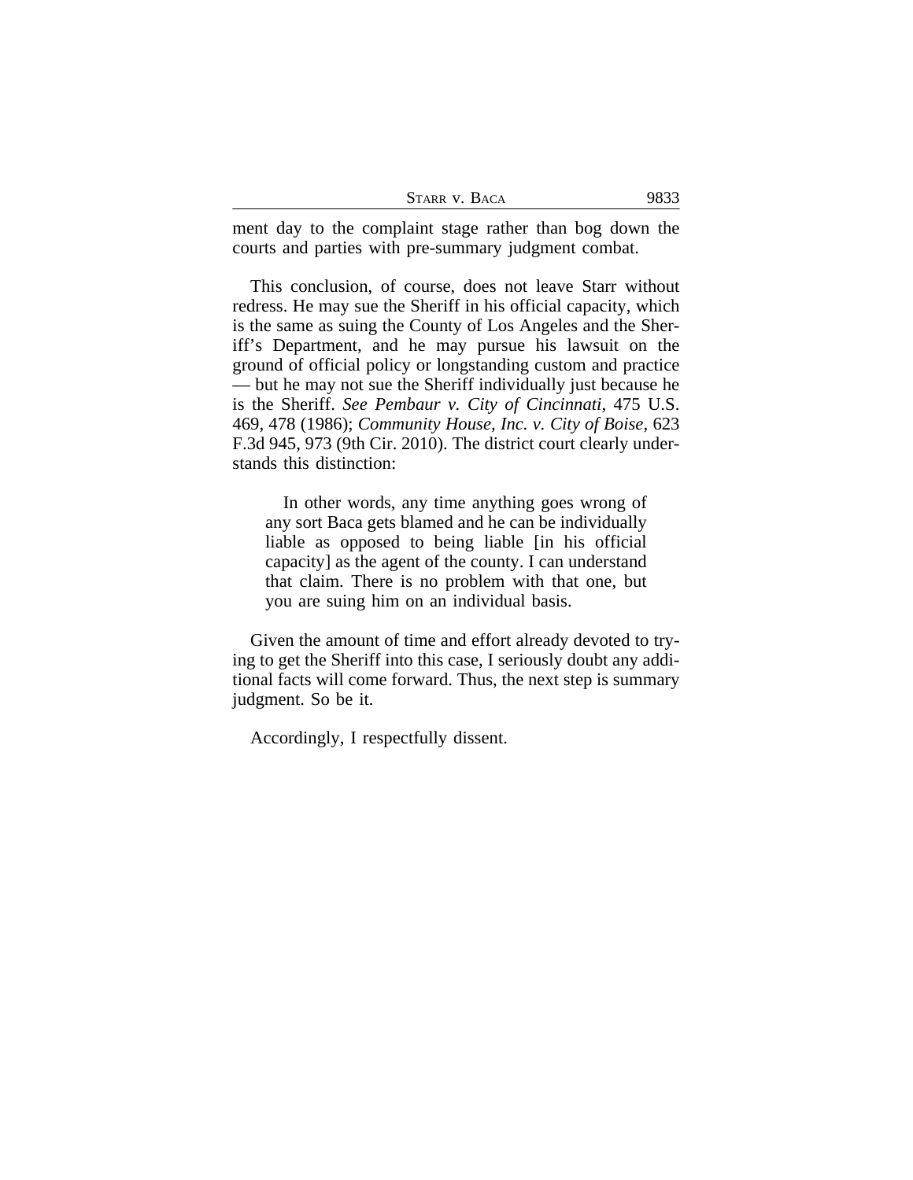ment day to the complaint stage rather than bog down the courts and parties with pre-summary judgment combat.

This conclusion, of course, does not leave Starr without redress. He may sue the Sheriff in his official capacity, which is the same as suing the County of Los Angeles and the Sheriff's Department, and he may pursue his lawsuit on the ground of official policy or longstanding custom and practice — but he may not sue the Sheriff individually just because he is the Sheriff. *See Pembaur v. City of Cincinnati*, 475 U.S. 469, 478 (1986); *Community House, Inc. v. City of Boise*, 623 F.3d 945, 973 (9th Cir. 2010). The district court clearly understands this distinction:

> In other words, any time anything goes wrong of any sort Baca gets blamed and he can be individually liable as opposed to being liable [in his official capacity] as the agent of the county. I can understand that claim. There is no problem with that one, but you are suing him on an individual basis.

Given the amount of time and effort already devoted to trying to get the Sheriff into this case, I seriously doubt any additional facts will come forward. Thus, the next step is summary judgment. So be it.

Accordingly, I respectfully dissent.